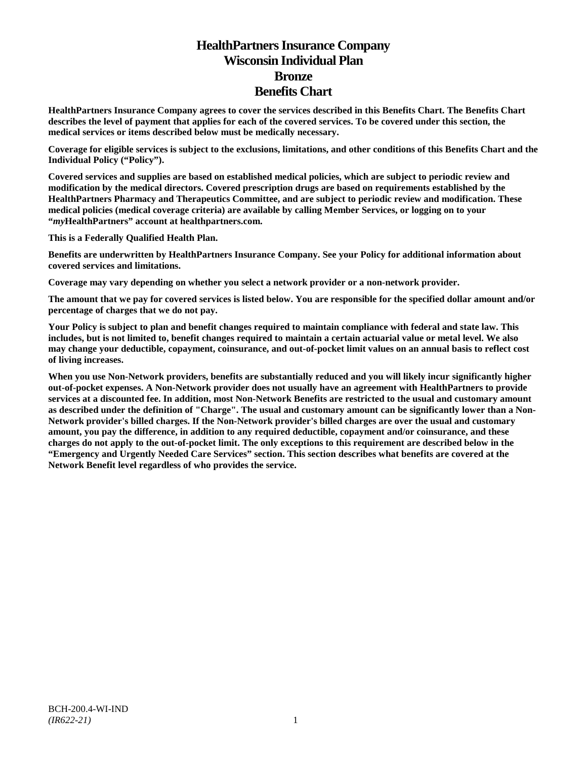# HealthPartners Insurance Company
# Wisconsin Individual Plan
# Bronze
# Benefits Chart

**HealthPartners Insurance Company agrees to cover the services described in this Benefits Chart. The Benefits Chart describes the level of payment that applies for each of the covered services. To be covered under this section, the medical services or items described below must be medically necessary.**

**Coverage for eligible services is subject to the exclusions, limitations, and other conditions of this Benefits Chart and the Individual Policy ("Policy").**

**Covered services and supplies are based on established medical policies, which are subject to periodic review and modification by the medical directors. Covered prescription drugs are based on requirements established by the HealthPartners Pharmacy and Therapeutics Committee, and are subject to periodic review and modification. These medical policies (medical coverage criteria) are available by calling Member Services, or logging on to your "*my*HealthPartners" account at healthpartners.com.**

**This is a Federally Qualified Health Plan.**

**Benefits are underwritten by HealthPartners Insurance Company. See your Policy for additional information about covered services and limitations.**

**Coverage may vary depending on whether you select a network provider or a non-network provider.**

**The amount that we pay for covered services is listed below. You are responsible for the specified dollar amount and/or percentage of charges that we do not pay.**

**Your Policy is subject to plan and benefit changes required to maintain compliance with federal and state law. This includes, but is not limited to, benefit changes required to maintain a certain actuarial value or metal level. We also may change your deductible, copayment, coinsurance, and out-of-pocket limit values on an annual basis to reflect cost of living increases.**

**When you use Non-Network providers, benefits are substantially reduced and you will likely incur significantly higher out-of-pocket expenses. A Non-Network provider does not usually have an agreement with HealthPartners to provide services at a discounted fee. In addition, most Non-Network Benefits are restricted to the usual and customary amount as described under the definition of "Charge". The usual and customary amount can be significantly lower than a Non-Network provider's billed charges. If the Non-Network provider's billed charges are over the usual and customary amount, you pay the difference, in addition to any required deductible, copayment and/or coinsurance, and these charges do not apply to the out-of-pocket limit. The only exceptions to this requirement are described below in the "Emergency and Urgently Needed Care Services" section. This section describes what benefits are covered at the Network Benefit level regardless of who provides the service.**

BCH-200.4-WI-IND
*(IR622-21)*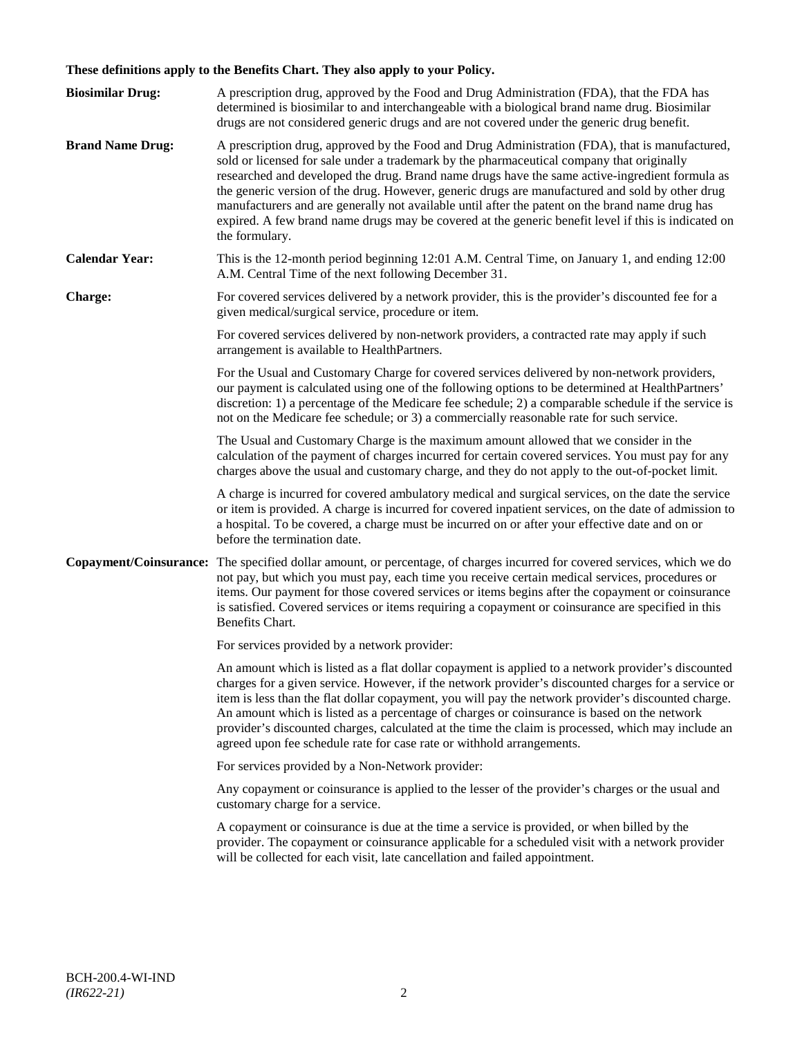**These definitions apply to the Benefits Chart. They also apply to your Policy.**

**Biosimilar Drug:** A prescription drug, approved by the Food and Drug Administration (FDA), that the FDA has determined is biosimilar to and interchangeable with a biological brand name drug. Biosimilar drugs are not considered generic drugs and are not covered under the generic drug benefit.

**Brand Name Drug:** A prescription drug, approved by the Food and Drug Administration (FDA), that is manufactured, sold or licensed for sale under a trademark by the pharmaceutical company that originally researched and developed the drug. Brand name drugs have the same active-ingredient formula as the generic version of the drug. However, generic drugs are manufactured and sold by other drug manufacturers and are generally not available until after the patent on the brand name drug has expired. A few brand name drugs may be covered at the generic benefit level if this is indicated on the formulary.

**Calendar Year:** This is the 12-month period beginning 12:01 A.M. Central Time, on January 1, and ending 12:00 A.M. Central Time of the next following December 31.

**Charge:** For covered services delivered by a network provider, this is the provider's discounted fee for a given medical/surgical service, procedure or item.

For covered services delivered by non-network providers, a contracted rate may apply if such arrangement is available to HealthPartners.

For the Usual and Customary Charge for covered services delivered by non-network providers, our payment is calculated using one of the following options to be determined at HealthPartners' discretion: 1) a percentage of the Medicare fee schedule; 2) a comparable schedule if the service is not on the Medicare fee schedule; or 3) a commercially reasonable rate for such service.

The Usual and Customary Charge is the maximum amount allowed that we consider in the calculation of the payment of charges incurred for certain covered services. You must pay for any charges above the usual and customary charge, and they do not apply to the out-of-pocket limit.

A charge is incurred for covered ambulatory medical and surgical services, on the date the service or item is provided. A charge is incurred for covered inpatient services, on the date of admission to a hospital. To be covered, a charge must be incurred on or after your effective date and on or before the termination date.

**Copayment/Coinsurance:** The specified dollar amount, or percentage, of charges incurred for covered services, which we do not pay, but which you must pay, each time you receive certain medical services, procedures or items. Our payment for those covered services or items begins after the copayment or coinsurance is satisfied. Covered services or items requiring a copayment or coinsurance are specified in this Benefits Chart.

For services provided by a network provider:

An amount which is listed as a flat dollar copayment is applied to a network provider's discounted charges for a given service. However, if the network provider's discounted charges for a service or item is less than the flat dollar copayment, you will pay the network provider's discounted charge. An amount which is listed as a percentage of charges or coinsurance is based on the network provider's discounted charges, calculated at the time the claim is processed, which may include an agreed upon fee schedule rate for case rate or withhold arrangements.

For services provided by a Non-Network provider:

Any copayment or coinsurance is applied to the lesser of the provider's charges or the usual and customary charge for a service.

A copayment or coinsurance is due at the time a service is provided, or when billed by the provider. The copayment or coinsurance applicable for a scheduled visit with a network provider will be collected for each visit, late cancellation and failed appointment.

BCH-200.4-WI-IND
*(IR622-21)*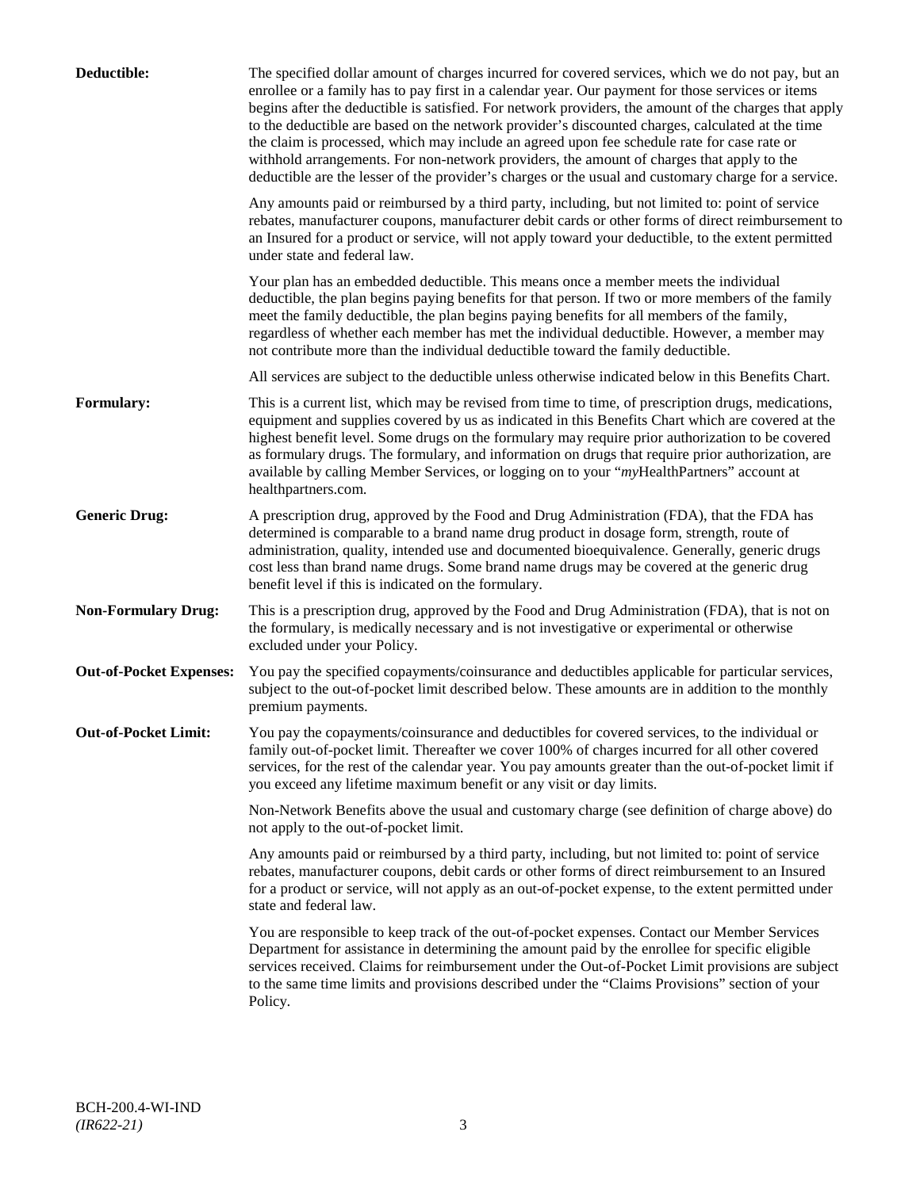**Deductible:** The specified dollar amount of charges incurred for covered services, which we do not pay, but an enrollee or a family has to pay first in a calendar year. Our payment for those services or items begins after the deductible is satisfied. For network providers, the amount of the charges that apply to the deductible are based on the network provider's discounted charges, calculated at the time the claim is processed, which may include an agreed upon fee schedule rate for case rate or withhold arrangements. For non-network providers, the amount of charges that apply to the deductible are the lesser of the provider's charges or the usual and customary charge for a service.

Any amounts paid or reimbursed by a third party, including, but not limited to: point of service rebates, manufacturer coupons, manufacturer debit cards or other forms of direct reimbursement to an Insured for a product or service, will not apply toward your deductible, to the extent permitted under state and federal law.

Your plan has an embedded deductible. This means once a member meets the individual deductible, the plan begins paying benefits for that person. If two or more members of the family meet the family deductible, the plan begins paying benefits for all members of the family, regardless of whether each member has met the individual deductible. However, a member may not contribute more than the individual deductible toward the family deductible.

All services are subject to the deductible unless otherwise indicated below in this Benefits Chart.

**Formulary:** This is a current list, which may be revised from time to time, of prescription drugs, medications, equipment and supplies covered by us as indicated in this Benefits Chart which are covered at the highest benefit level. Some drugs on the formulary may require prior authorization to be covered as formulary drugs. The formulary, and information on drugs that require prior authorization, are available by calling Member Services, or logging on to your "*my*HealthPartners" account at healthpartners.com.

**Generic Drug:** A prescription drug, approved by the Food and Drug Administration (FDA), that the FDA has determined is comparable to a brand name drug product in dosage form, strength, route of administration, quality, intended use and documented bioequivalence. Generally, generic drugs cost less than brand name drugs. Some brand name drugs may be covered at the generic drug benefit level if this is indicated on the formulary.

**Non-Formulary Drug:** This is a prescription drug, approved by the Food and Drug Administration (FDA), that is not on the formulary, is medically necessary and is not investigative or experimental or otherwise excluded under your Policy.

**Out-of-Pocket Expenses:** You pay the specified copayments/coinsurance and deductibles applicable for particular services, subject to the out-of-pocket limit described below. These amounts are in addition to the monthly premium payments.

**Out-of-Pocket Limit:** You pay the copayments/coinsurance and deductibles for covered services, to the individual or family out-of-pocket limit. Thereafter we cover 100% of charges incurred for all other covered services, for the rest of the calendar year. You pay amounts greater than the out-of-pocket limit if you exceed any lifetime maximum benefit or any visit or day limits.

Non-Network Benefits above the usual and customary charge (see definition of charge above) do not apply to the out-of-pocket limit.

Any amounts paid or reimbursed by a third party, including, but not limited to: point of service rebates, manufacturer coupons, debit cards or other forms of direct reimbursement to an Insured for a product or service, will not apply as an out-of-pocket expense, to the extent permitted under state and federal law.

You are responsible to keep track of the out-of-pocket expenses. Contact our Member Services Department for assistance in determining the amount paid by the enrollee for specific eligible services received. Claims for reimbursement under the Out-of-Pocket Limit provisions are subject to the same time limits and provisions described under the "Claims Provisions" section of your Policy.

BCH-200.4-WI-IND
*(IR622-21)*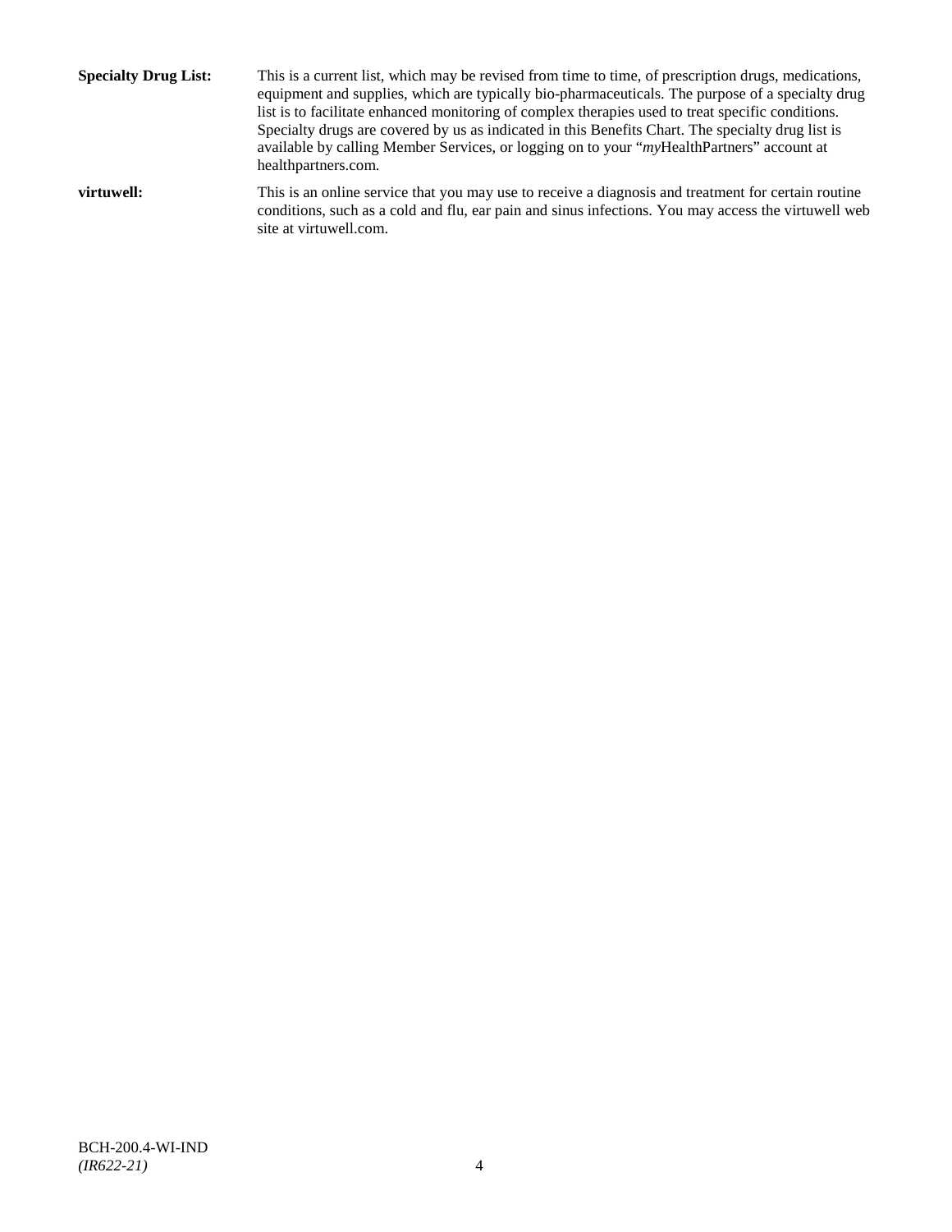**Specialty Drug List:** This is a current list, which may be revised from time to time, of prescription drugs, medications, equipment and supplies, which are typically bio-pharmaceuticals. The purpose of a specialty drug list is to facilitate enhanced monitoring of complex therapies used to treat specific conditions. Specialty drugs are covered by us as indicated in this Benefits Chart. The specialty drug list is available by calling Member Services, or logging on to your "*my*HealthPartners" account at healthpartners.com.

**virtuwell:** This is an online service that you may use to receive a diagnosis and treatment for certain routine conditions, such as a cold and flu, ear pain and sinus infections. You may access the virtuwell web site at virtuwell.com.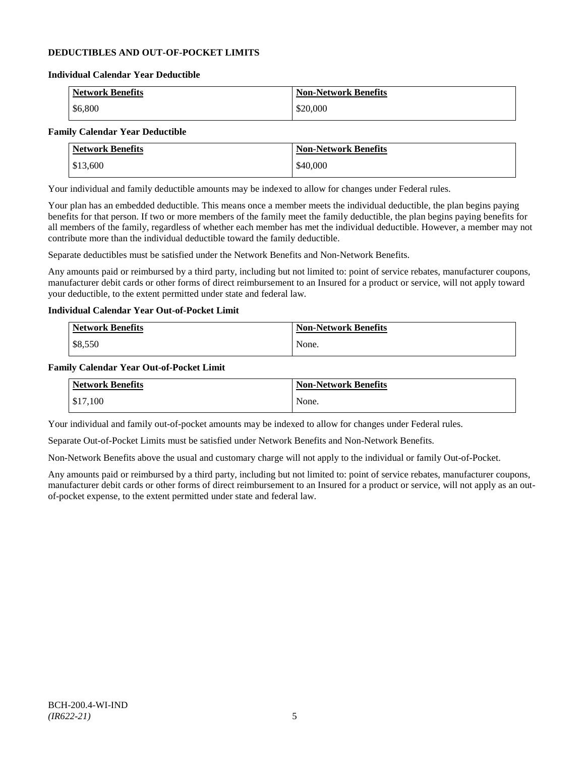## DEDUCTIBLES AND OUT-OF-POCKET LIMITS

### Individual Calendar Year Deductible

| Network Benefits | Non-Network Benefits |
|---|---|
| $6,800 | $20,000 |

### Family Calendar Year Deductible

| Network Benefits | Non-Network Benefits |
|---|---|
| $13,600 | $40,000 |

Your individual and family deductible amounts may be indexed to allow for changes under Federal rules.

Your plan has an embedded deductible. This means once a member meets the individual deductible, the plan begins paying benefits for that person. If two or more members of the family meet the family deductible, the plan begins paying benefits for all members of the family, regardless of whether each member has met the individual deductible. However, a member may not contribute more than the individual deductible toward the family deductible.

Separate deductibles must be satisfied under the Network Benefits and Non-Network Benefits.

Any amounts paid or reimbursed by a third party, including but not limited to: point of service rebates, manufacturer coupons, manufacturer debit cards or other forms of direct reimbursement to an Insured for a product or service, will not apply toward your deductible, to the extent permitted under state and federal law.

### Individual Calendar Year Out-of-Pocket Limit

| Network Benefits | Non-Network Benefits |
|---|---|
| $8,550 | None. |

### Family Calendar Year Out-of-Pocket Limit

| Network Benefits | Non-Network Benefits |
|---|---|
| $17,100 | None. |

Your individual and family out-of-pocket amounts may be indexed to allow for changes under Federal rules.

Separate Out-of-Pocket Limits must be satisfied under Network Benefits and Non-Network Benefits.

Non-Network Benefits above the usual and customary charge will not apply to the individual or family Out-of-Pocket.

Any amounts paid or reimbursed by a third party, including but not limited to: point of service rebates, manufacturer coupons, manufacturer debit cards or other forms of direct reimbursement to an Insured for a product or service, will not apply as an out-of-pocket expense, to the extent permitted under state and federal law.

BCH-200.4-WI-IND
*(IR622-21)*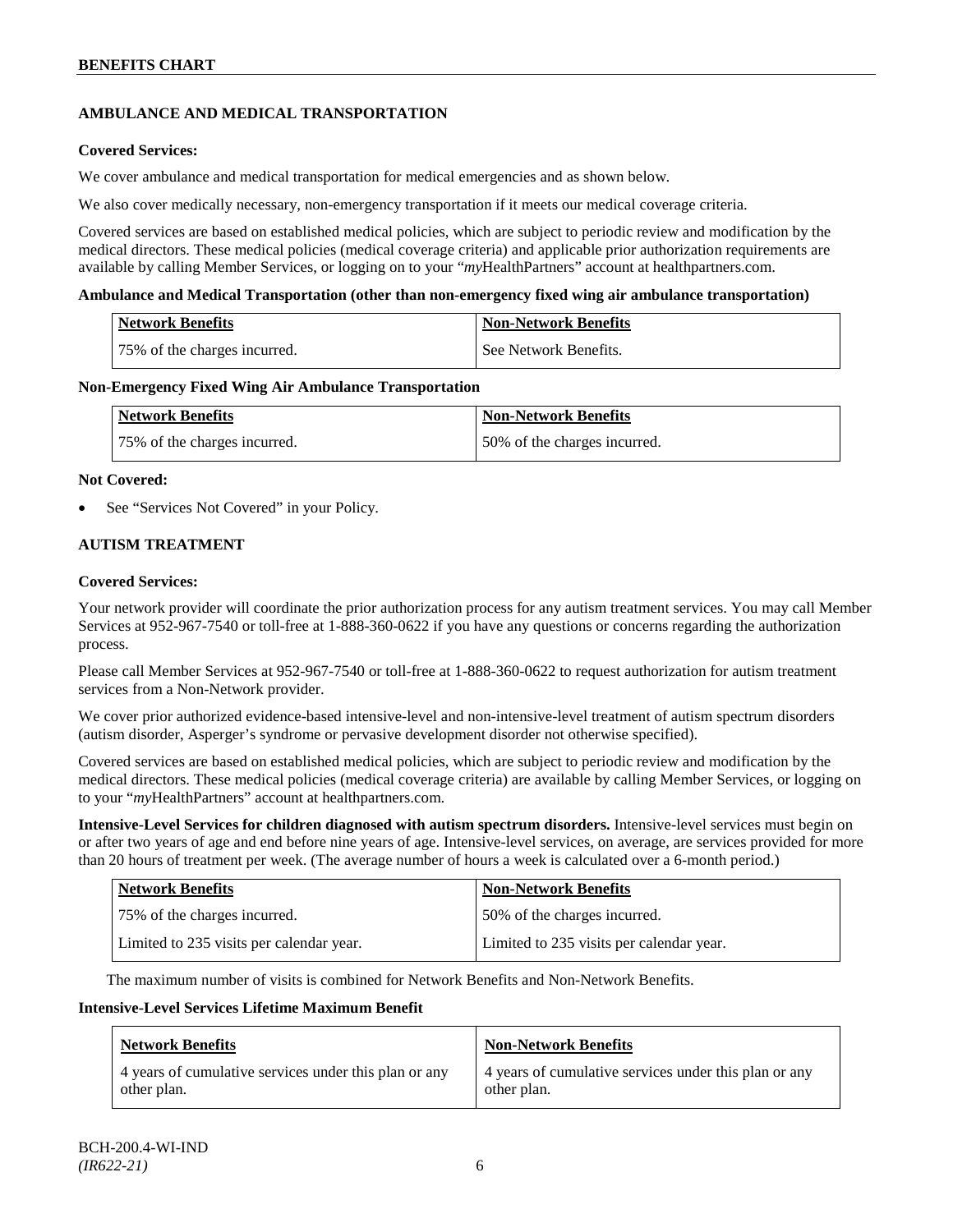## AMBULANCE AND MEDICAL TRANSPORTATION

**Covered Services:**

We cover ambulance and medical transportation for medical emergencies and as shown below.

We also cover medically necessary, non-emergency transportation if it meets our medical coverage criteria.

Covered services are based on established medical policies, which are subject to periodic review and modification by the medical directors. These medical policies (medical coverage criteria) and applicable prior authorization requirements are available by calling Member Services, or logging on to your "*my*HealthPartners" account at healthpartners.com.

**Ambulance and Medical Transportation (other than non-emergency fixed wing air ambulance transportation)**

| Network Benefits | Non-Network Benefits |
|---|---|
| 75% of the charges incurred. | See Network Benefits. |

**Non-Emergency Fixed Wing Air Ambulance Transportation**

| Network Benefits | Non-Network Benefits |
|---|---|
| 75% of the charges incurred. | 50% of the charges incurred. |

**Not Covered:**

- See "Services Not Covered" in your Policy.

## AUTISM TREATMENT

**Covered Services:**

Your network provider will coordinate the prior authorization process for any autism treatment services. You may call Member Services at 952-967-7540 or toll-free at 1-888-360-0622 if you have any questions or concerns regarding the authorization process.

Please call Member Services at 952-967-7540 or toll-free at 1-888-360-0622 to request authorization for autism treatment services from a Non-Network provider.

We cover prior authorized evidence-based intensive-level and non-intensive-level treatment of autism spectrum disorders (autism disorder, Asperger's syndrome or pervasive development disorder not otherwise specified).

Covered services are based on established medical policies, which are subject to periodic review and modification by the medical directors. These medical policies (medical coverage criteria) are available by calling Member Services, or logging on to your "*my*HealthPartners" account at healthpartners.com.

**Intensive-Level Services for children diagnosed with autism spectrum disorders.** Intensive-level services must begin on or after two years of age and end before nine years of age. Intensive-level services, on average, are services provided for more than 20 hours of treatment per week. (The average number of hours a week is calculated over a 6-month period.)

| Network Benefits | Non-Network Benefits |
|---|---|
| 75% of the charges incurred.<br>Limited to 235 visits per calendar year. | 50% of the charges incurred.<br>Limited to 235 visits per calendar year. |

The maximum number of visits is combined for Network Benefits and Non-Network Benefits.

**Intensive-Level Services Lifetime Maximum Benefit**

| Network Benefits | Non-Network Benefits |
|---|---|
| 4 years of cumulative services under this plan or any other plan. | 4 years of cumulative services under this plan or any other plan. |

BCH-200.4-WI-IND
*(IR622-21)*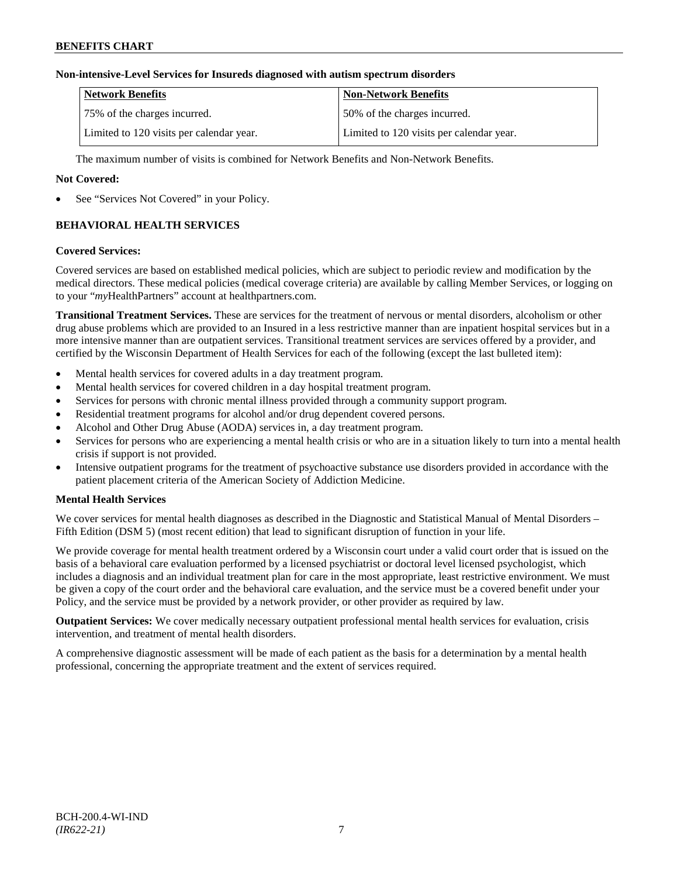**Non-intensive-Level Services for Insureds diagnosed with autism spectrum disorders**

| Network Benefits | Non-Network Benefits |
|---|---|
| 75% of the charges incurred. | 50% of the charges incurred. |
| Limited to 120 visits per calendar year. | Limited to 120 visits per calendar year. |

The maximum number of visits is combined for Network Benefits and Non-Network Benefits.

**Not Covered:**

- See "Services Not Covered" in your Policy.

## BEHAVIORAL HEALTH SERVICES

**Covered Services:**

Covered services are based on established medical policies, which are subject to periodic review and modification by the medical directors. These medical policies (medical coverage criteria) are available by calling Member Services, or logging on to your "*my*HealthPartners" account at healthpartners.com.

**Transitional Treatment Services.** These are services for the treatment of nervous or mental disorders, alcoholism or other drug abuse problems which are provided to an Insured in a less restrictive manner than are inpatient hospital services but in a more intensive manner than are outpatient services. Transitional treatment services are services offered by a provider, and certified by the Wisconsin Department of Health Services for each of the following (except the last bulleted item):

- Mental health services for covered adults in a day treatment program.
- Mental health services for covered children in a day hospital treatment program.
- Services for persons with chronic mental illness provided through a community support program.
- Residential treatment programs for alcohol and/or drug dependent covered persons.
- Alcohol and Other Drug Abuse (AODA) services in, a day treatment program.
- Services for persons who are experiencing a mental health crisis or who are in a situation likely to turn into a mental health crisis if support is not provided.
- Intensive outpatient programs for the treatment of psychoactive substance use disorders provided in accordance with the patient placement criteria of the American Society of Addiction Medicine.

**Mental Health Services**

We cover services for mental health diagnoses as described in the Diagnostic and Statistical Manual of Mental Disorders – Fifth Edition (DSM 5) (most recent edition) that lead to significant disruption of function in your life.

We provide coverage for mental health treatment ordered by a Wisconsin court under a valid court order that is issued on the basis of a behavioral care evaluation performed by a licensed psychiatrist or doctoral level licensed psychologist, which includes a diagnosis and an individual treatment plan for care in the most appropriate, least restrictive environment. We must be given a copy of the court order and the behavioral care evaluation, and the service must be a covered benefit under your Policy, and the service must be provided by a network provider, or other provider as required by law.

**Outpatient Services:** We cover medically necessary outpatient professional mental health services for evaluation, crisis intervention, and treatment of mental health disorders.

A comprehensive diagnostic assessment will be made of each patient as the basis for a determination by a mental health professional, concerning the appropriate treatment and the extent of services required.

BCH-200.4-WI-IND
*(IR622-21)*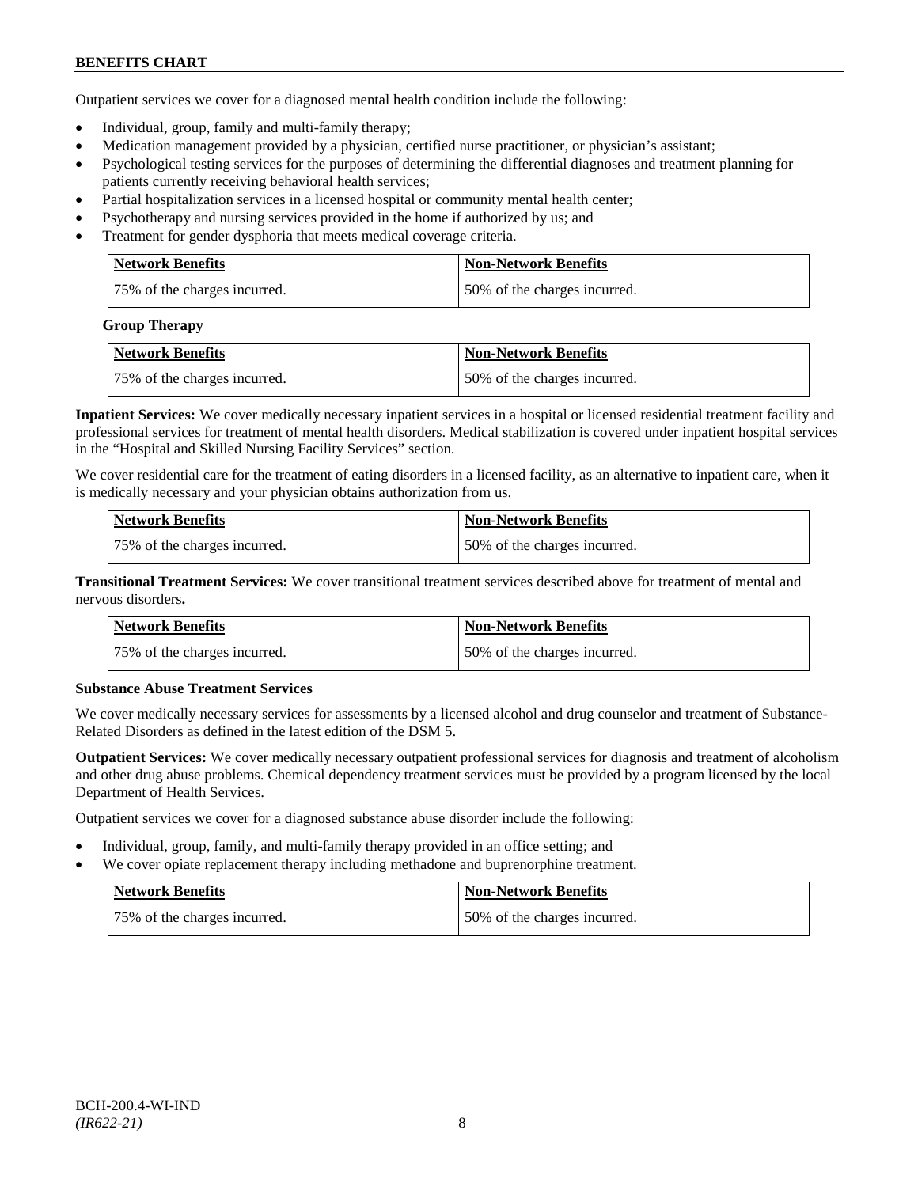Outpatient services we cover for a diagnosed mental health condition include the following:

- Individual, group, family and multi-family therapy;
- Medication management provided by a physician, certified nurse practitioner, or physician's assistant;
- Psychological testing services for the purposes of determining the differential diagnoses and treatment planning for patients currently receiving behavioral health services;
- Partial hospitalization services in a licensed hospital or community mental health center;
- Psychotherapy and nursing services provided in the home if authorized by us; and
- Treatment for gender dysphoria that meets medical coverage criteria.

| Network Benefits | Non-Network Benefits |
|---|---|
| 75% of the charges incurred. | 50% of the charges incurred. |

**Group Therapy**

| Network Benefits | Non-Network Benefits |
|---|---|
| 75% of the charges incurred. | 50% of the charges incurred. |

**Inpatient Services:** We cover medically necessary inpatient services in a hospital or licensed residential treatment facility and professional services for treatment of mental health disorders. Medical stabilization is covered under inpatient hospital services in the "Hospital and Skilled Nursing Facility Services" section.

We cover residential care for the treatment of eating disorders in a licensed facility, as an alternative to inpatient care, when it is medically necessary and your physician obtains authorization from us.

| Network Benefits | Non-Network Benefits |
|---|---|
| 75% of the charges incurred. | 50% of the charges incurred. |

**Transitional Treatment Services:** We cover transitional treatment services described above for treatment of mental and nervous disorders**.**

| Network Benefits | Non-Network Benefits |
|---|---|
| 75% of the charges incurred. | 50% of the charges incurred. |

**Substance Abuse Treatment Services**

We cover medically necessary services for assessments by a licensed alcohol and drug counselor and treatment of Substance-Related Disorders as defined in the latest edition of the DSM 5.

**Outpatient Services:** We cover medically necessary outpatient professional services for diagnosis and treatment of alcoholism and other drug abuse problems. Chemical dependency treatment services must be provided by a program licensed by the local Department of Health Services.

Outpatient services we cover for a diagnosed substance abuse disorder include the following:

- Individual, group, family, and multi-family therapy provided in an office setting; and
- We cover opiate replacement therapy including methadone and buprenorphine treatment.

| Network Benefits | Non-Network Benefits |
|---|---|
| 75% of the charges incurred. | 50% of the charges incurred. |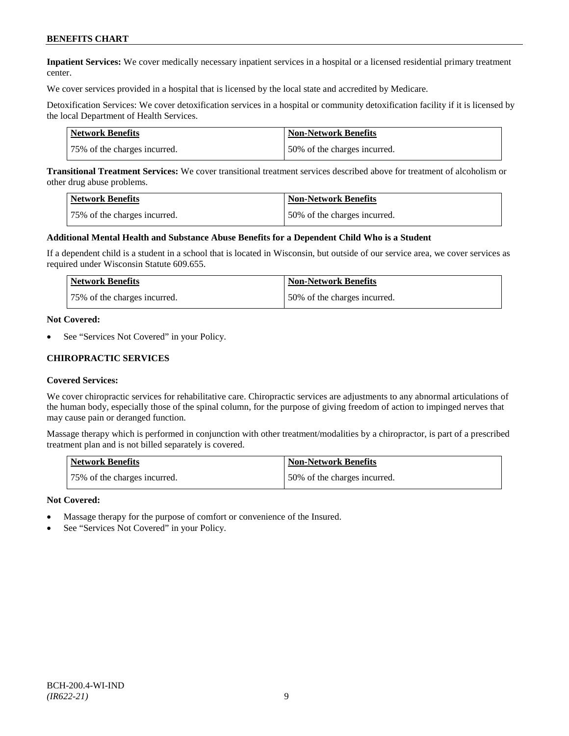**Inpatient Services:** We cover medically necessary inpatient services in a hospital or a licensed residential primary treatment center.

We cover services provided in a hospital that is licensed by the local state and accredited by Medicare.

Detoxification Services: We cover detoxification services in a hospital or community detoxification facility if it is licensed by the local Department of Health Services.

| Network Benefits | Non-Network Benefits |
| --- | --- |
| 75% of the charges incurred. | 50% of the charges incurred. |

**Transitional Treatment Services:** We cover transitional treatment services described above for treatment of alcoholism or other drug abuse problems.

| Network Benefits | Non-Network Benefits |
| --- | --- |
| 75% of the charges incurred. | 50% of the charges incurred. |

**Additional Mental Health and Substance Abuse Benefits for a Dependent Child Who is a Student**

If a dependent child is a student in a school that is located in Wisconsin, but outside of our service area, we cover services as required under Wisconsin Statute 609.655.

| Network Benefits | Non-Network Benefits |
| --- | --- |
| 75% of the charges incurred. | 50% of the charges incurred. |

**Not Covered:**

- See "Services Not Covered" in your Policy.

## CHIROPRACTIC SERVICES

**Covered Services:**

We cover chiropractic services for rehabilitative care. Chiropractic services are adjustments to any abnormal articulations of the human body, especially those of the spinal column, for the purpose of giving freedom of action to impinged nerves that may cause pain or deranged function.

Massage therapy which is performed in conjunction with other treatment/modalities by a chiropractor, is part of a prescribed treatment plan and is not billed separately is covered.

| Network Benefits | Non-Network Benefits |
| --- | --- |
| 75% of the charges incurred. | 50% of the charges incurred. |

**Not Covered:**

- Massage therapy for the purpose of comfort or convenience of the Insured.
- See "Services Not Covered" in your Policy.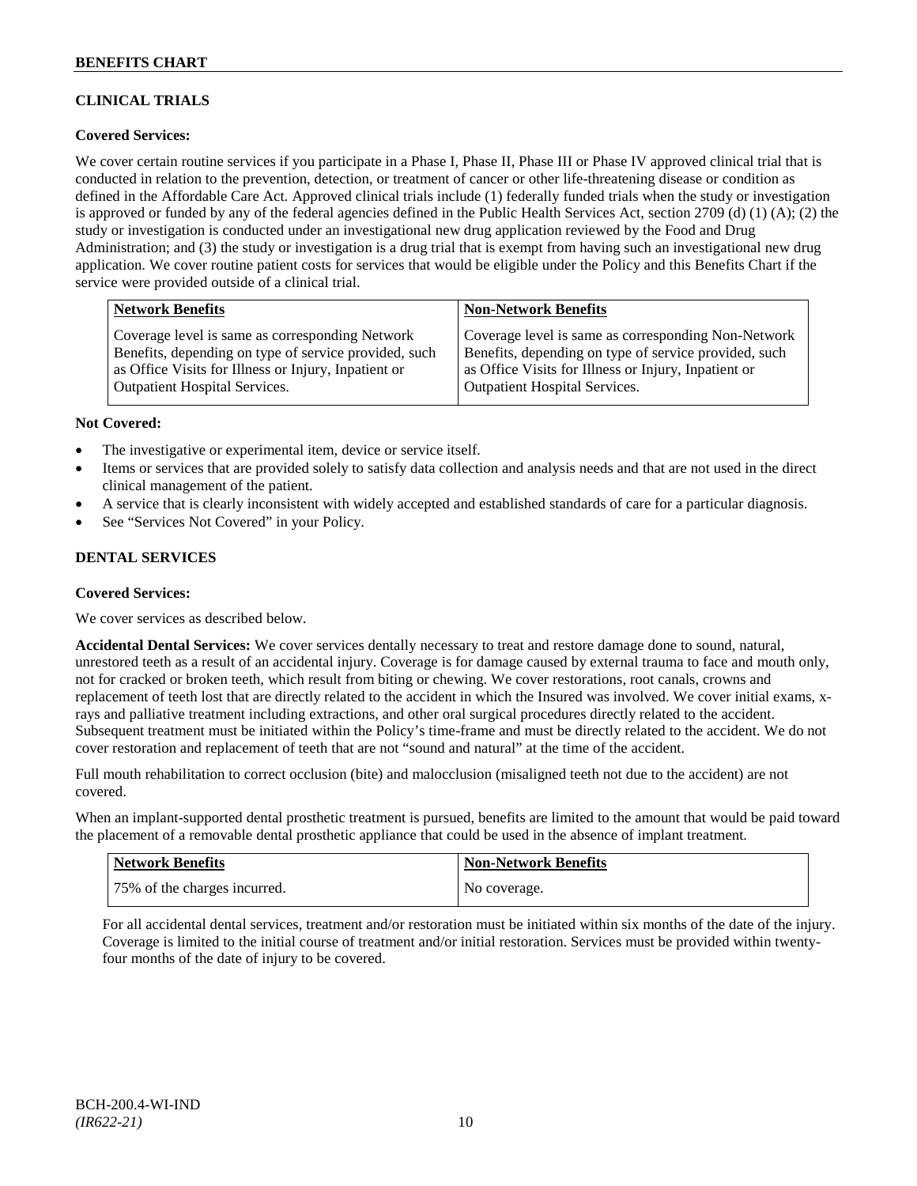## CLINICAL TRIALS

### Covered Services:

We cover certain routine services if you participate in a Phase I, Phase II, Phase III or Phase IV approved clinical trial that is conducted in relation to the prevention, detection, or treatment of cancer or other life-threatening disease or condition as defined in the Affordable Care Act. Approved clinical trials include (1) federally funded trials when the study or investigation is approved or funded by any of the federal agencies defined in the Public Health Services Act, section 2709 (d) (1) (A); (2) the study or investigation is conducted under an investigational new drug application reviewed by the Food and Drug Administration; and (3) the study or investigation is a drug trial that is exempt from having such an investigational new drug application. We cover routine patient costs for services that would be eligible under the Policy and this Benefits Chart if the service were provided outside of a clinical trial.

| Network Benefits | Non-Network Benefits |
|---|---|
| Coverage level is same as corresponding Network Benefits, depending on type of service provided, such as Office Visits for Illness or Injury, Inpatient or Outpatient Hospital Services. | Coverage level is same as corresponding Non-Network Benefits, depending on type of service provided, such as Office Visits for Illness or Injury, Inpatient or Outpatient Hospital Services. |

### Not Covered:

- The investigative or experimental item, device or service itself.
- Items or services that are provided solely to satisfy data collection and analysis needs and that are not used in the direct clinical management of the patient.
- A service that is clearly inconsistent with widely accepted and established standards of care for a particular diagnosis.
- See "Services Not Covered" in your Policy.

## DENTAL SERVICES

### Covered Services:

We cover services as described below.

**Accidental Dental Services:** We cover services dentally necessary to treat and restore damage done to sound, natural, unrestored teeth as a result of an accidental injury. Coverage is for damage caused by external trauma to face and mouth only, not for cracked or broken teeth, which result from biting or chewing. We cover restorations, root canals, crowns and replacement of teeth lost that are directly related to the accident in which the Insured was involved. We cover initial exams, x-rays and palliative treatment including extractions, and other oral surgical procedures directly related to the accident. Subsequent treatment must be initiated within the Policy's time-frame and must be directly related to the accident. We do not cover restoration and replacement of teeth that are not "sound and natural" at the time of the accident.

Full mouth rehabilitation to correct occlusion (bite) and malocclusion (misaligned teeth not due to the accident) are not covered.

When an implant-supported dental prosthetic treatment is pursued, benefits are limited to the amount that would be paid toward the placement of a removable dental prosthetic appliance that could be used in the absence of implant treatment.

| Network Benefits | Non-Network Benefits |
|---|---|
| 75% of the charges incurred. | No coverage. |

For all accidental dental services, treatment and/or restoration must be initiated within six months of the date of the injury. Coverage is limited to the initial course of treatment and/or initial restoration. Services must be provided within twenty-four months of the date of injury to be covered.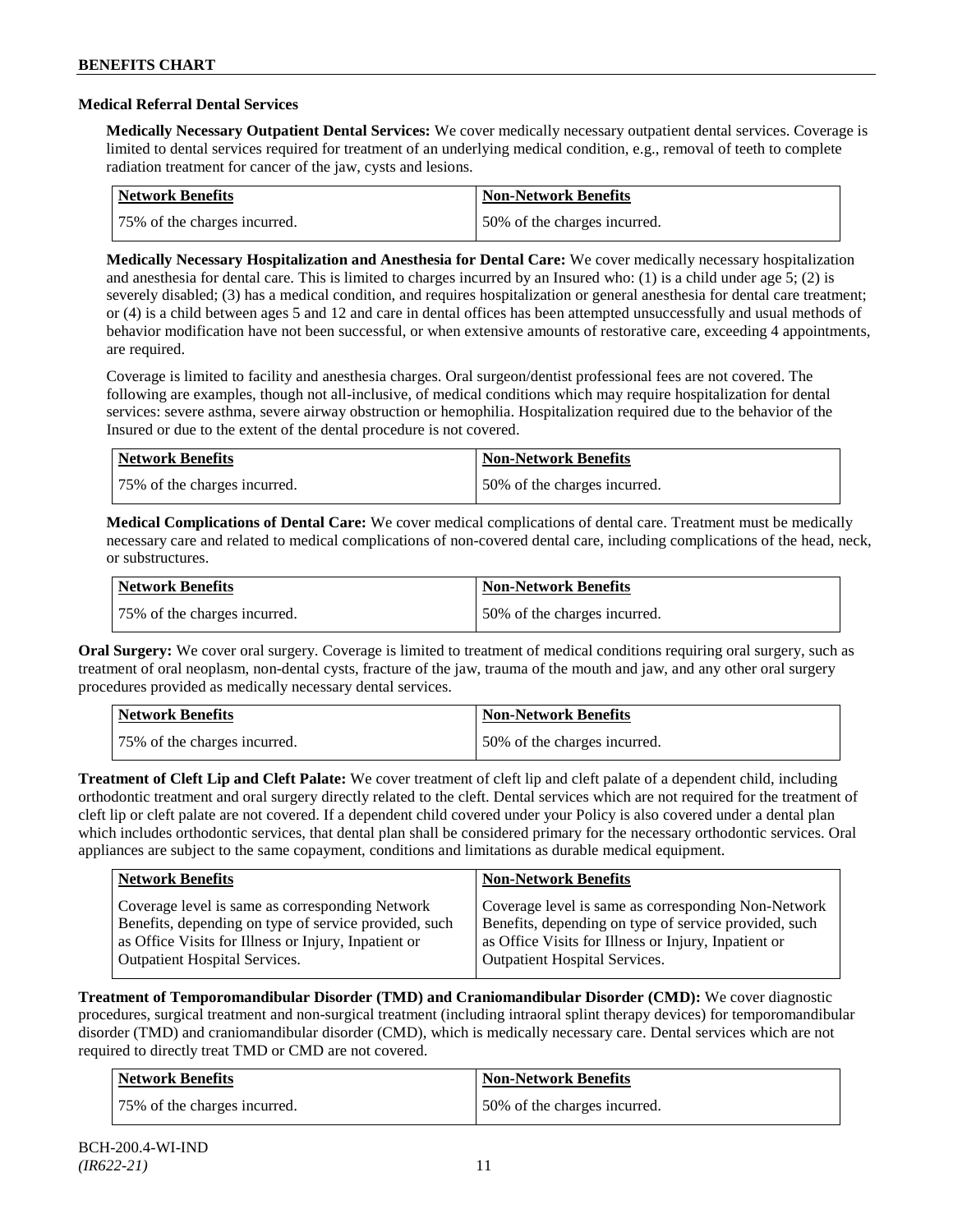### Medical Referral Dental Services

**Medically Necessary Outpatient Dental Services:** We cover medically necessary outpatient dental services. Coverage is limited to dental services required for treatment of an underlying medical condition, e.g., removal of teeth to complete radiation treatment for cancer of the jaw, cysts and lesions.

| Network Benefits | Non-Network Benefits |
|---|---|
| 75% of the charges incurred. | 50% of the charges incurred. |

**Medically Necessary Hospitalization and Anesthesia for Dental Care:** We cover medically necessary hospitalization and anesthesia for dental care. This is limited to charges incurred by an Insured who: (1) is a child under age 5; (2) is severely disabled; (3) has a medical condition, and requires hospitalization or general anesthesia for dental care treatment; or (4) is a child between ages 5 and 12 and care in dental offices has been attempted unsuccessfully and usual methods of behavior modification have not been successful, or when extensive amounts of restorative care, exceeding 4 appointments, are required.

Coverage is limited to facility and anesthesia charges. Oral surgeon/dentist professional fees are not covered. The following are examples, though not all-inclusive, of medical conditions which may require hospitalization for dental services: severe asthma, severe airway obstruction or hemophilia. Hospitalization required due to the behavior of the Insured or due to the extent of the dental procedure is not covered.

| Network Benefits | Non-Network Benefits |
|---|---|
| 75% of the charges incurred. | 50% of the charges incurred. |

**Medical Complications of Dental Care:** We cover medical complications of dental care. Treatment must be medically necessary care and related to medical complications of non-covered dental care, including complications of the head, neck, or substructures.

| Network Benefits | Non-Network Benefits |
|---|---|
| 75% of the charges incurred. | 50% of the charges incurred. |

**Oral Surgery:** We cover oral surgery. Coverage is limited to treatment of medical conditions requiring oral surgery, such as treatment of oral neoplasm, non-dental cysts, fracture of the jaw, trauma of the mouth and jaw, and any other oral surgery procedures provided as medically necessary dental services.

| Network Benefits | Non-Network Benefits |
|---|---|
| 75% of the charges incurred. | 50% of the charges incurred. |

**Treatment of Cleft Lip and Cleft Palate:** We cover treatment of cleft lip and cleft palate of a dependent child, including orthodontic treatment and oral surgery directly related to the cleft. Dental services which are not required for the treatment of cleft lip or cleft palate are not covered. If a dependent child covered under your Policy is also covered under a dental plan which includes orthodontic services, that dental plan shall be considered primary for the necessary orthodontic services. Oral appliances are subject to the same copayment, conditions and limitations as durable medical equipment.

| Network Benefits | Non-Network Benefits |
|---|---|
| Coverage level is same as corresponding Network Benefits, depending on type of service provided, such as Office Visits for Illness or Injury, Inpatient or Outpatient Hospital Services. | Coverage level is same as corresponding Non-Network Benefits, depending on type of service provided, such as Office Visits for Illness or Injury, Inpatient or Outpatient Hospital Services. |

**Treatment of Temporomandibular Disorder (TMD) and Craniomandibular Disorder (CMD):** We cover diagnostic procedures, surgical treatment and non-surgical treatment (including intraoral splint therapy devices) for temporomandibular disorder (TMD) and craniomandibular disorder (CMD), which is medically necessary care. Dental services which are not required to directly treat TMD or CMD are not covered.

| Network Benefits | Non-Network Benefits |
|---|---|
| 75% of the charges incurred. | 50% of the charges incurred. |

BCH-200.4-WI-IND
*(IR622-21)*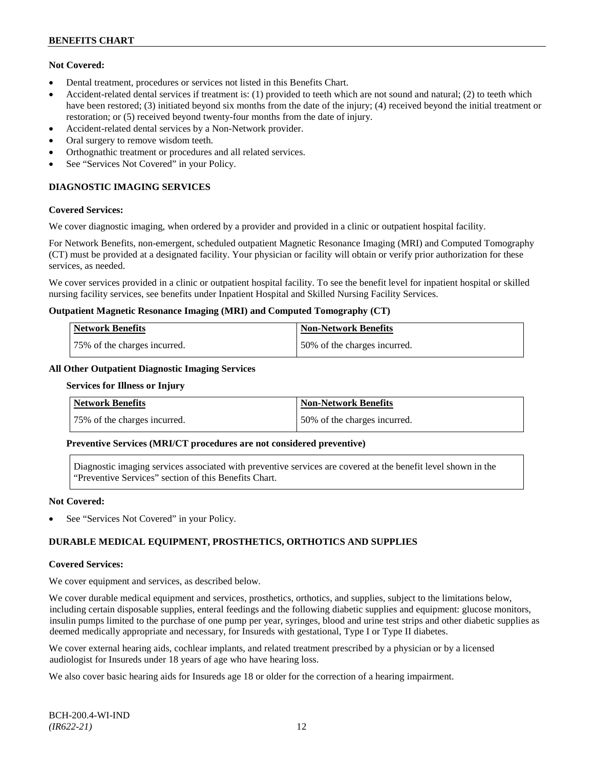**Not Covered:**

- Dental treatment, procedures or services not listed in this Benefits Chart.
- Accident-related dental services if treatment is: (1) provided to teeth which are not sound and natural; (2) to teeth which have been restored; (3) initiated beyond six months from the date of the injury; (4) received beyond the initial treatment or restoration; or (5) received beyond twenty-four months from the date of injury.
- Accident-related dental services by a Non-Network provider.
- Oral surgery to remove wisdom teeth.
- Orthognathic treatment or procedures and all related services.
- See "Services Not Covered" in your Policy.

## DIAGNOSTIC IMAGING SERVICES

**Covered Services:**

We cover diagnostic imaging, when ordered by a provider and provided in a clinic or outpatient hospital facility.

For Network Benefits, non-emergent, scheduled outpatient Magnetic Resonance Imaging (MRI) and Computed Tomography (CT) must be provided at a designated facility. Your physician or facility will obtain or verify prior authorization for these services, as needed.

We cover services provided in a clinic or outpatient hospital facility. To see the benefit level for inpatient hospital or skilled nursing facility services, see benefits under Inpatient Hospital and Skilled Nursing Facility Services.

**Outpatient Magnetic Resonance Imaging (MRI) and Computed Tomography (CT)**

| Network Benefits | Non-Network Benefits |
|---|---|
| 75% of the charges incurred. | 50% of the charges incurred. |

**All Other Outpatient Diagnostic Imaging Services**

**Services for Illness or Injury**

| Network Benefits | Non-Network Benefits |
|---|---|
| 75% of the charges incurred. | 50% of the charges incurred. |

**Preventive Services (MRI/CT procedures are not considered preventive)**

Diagnostic imaging services associated with preventive services are covered at the benefit level shown in the "Preventive Services" section of this Benefits Chart.

**Not Covered:**

- See "Services Not Covered" in your Policy.

## DURABLE MEDICAL EQUIPMENT, PROSTHETICS, ORTHOTICS AND SUPPLIES

**Covered Services:**

We cover equipment and services, as described below.

We cover durable medical equipment and services, prosthetics, orthotics, and supplies, subject to the limitations below, including certain disposable supplies, enteral feedings and the following diabetic supplies and equipment: glucose monitors, insulin pumps limited to the purchase of one pump per year, syringes, blood and urine test strips and other diabetic supplies as deemed medically appropriate and necessary, for Insureds with gestational, Type I or Type II diabetes.

We cover external hearing aids, cochlear implants, and related treatment prescribed by a physician or by a licensed audiologist for Insureds under 18 years of age who have hearing loss.

We also cover basic hearing aids for Insureds age 18 or older for the correction of a hearing impairment.

BCH-200.4-WI-IND
*(IR622-21)*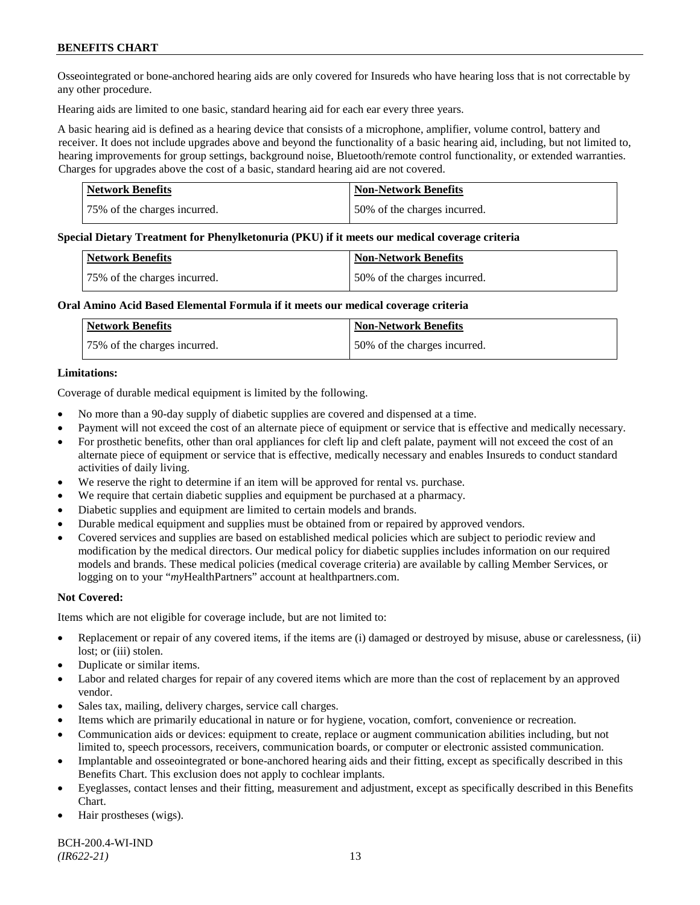Osseointegrated or bone-anchored hearing aids are only covered for Insureds who have hearing loss that is not correctable by any other procedure.

Hearing aids are limited to one basic, standard hearing aid for each ear every three years.

A basic hearing aid is defined as a hearing device that consists of a microphone, amplifier, volume control, battery and receiver. It does not include upgrades above and beyond the functionality of a basic hearing aid, including, but not limited to, hearing improvements for group settings, background noise, Bluetooth/remote control functionality, or extended warranties. Charges for upgrades above the cost of a basic, standard hearing aid are not covered.

| Network Benefits | Non-Network Benefits |
|---|---|
| 75% of the charges incurred. | 50% of the charges incurred. |

**Special Dietary Treatment for Phenylketonuria (PKU) if it meets our medical coverage criteria**

| Network Benefits | Non-Network Benefits |
|---|---|
| 75% of the charges incurred. | 50% of the charges incurred. |

**Oral Amino Acid Based Elemental Formula if it meets our medical coverage criteria**

| Network Benefits | Non-Network Benefits |
|---|---|
| 75% of the charges incurred. | 50% of the charges incurred. |

**Limitations:**

Coverage of durable medical equipment is limited by the following.

- No more than a 90-day supply of diabetic supplies are covered and dispensed at a time.
- Payment will not exceed the cost of an alternate piece of equipment or service that is effective and medically necessary.
- For prosthetic benefits, other than oral appliances for cleft lip and cleft palate, payment will not exceed the cost of an alternate piece of equipment or service that is effective, medically necessary and enables Insureds to conduct standard activities of daily living.
- We reserve the right to determine if an item will be approved for rental vs. purchase.
- We require that certain diabetic supplies and equipment be purchased at a pharmacy.
- Diabetic supplies and equipment are limited to certain models and brands.
- Durable medical equipment and supplies must be obtained from or repaired by approved vendors.
- Covered services and supplies are based on established medical policies which are subject to periodic review and modification by the medical directors. Our medical policy for diabetic supplies includes information on our required models and brands. These medical policies (medical coverage criteria) are available by calling Member Services, or logging on to your "*my*HealthPartners" account at healthpartners.com.

**Not Covered:**

Items which are not eligible for coverage include, but are not limited to:

- Replacement or repair of any covered items, if the items are (i) damaged or destroyed by misuse, abuse or carelessness, (ii) lost; or (iii) stolen.
- Duplicate or similar items.
- Labor and related charges for repair of any covered items which are more than the cost of replacement by an approved vendor.
- Sales tax, mailing, delivery charges, service call charges.
- Items which are primarily educational in nature or for hygiene, vocation, comfort, convenience or recreation.
- Communication aids or devices: equipment to create, replace or augment communication abilities including, but not limited to, speech processors, receivers, communication boards, or computer or electronic assisted communication.
- Implantable and osseointegrated or bone-anchored hearing aids and their fitting, except as specifically described in this Benefits Chart. This exclusion does not apply to cochlear implants.
- Eyeglasses, contact lenses and their fitting, measurement and adjustment, except as specifically described in this Benefits Chart.
- Hair prostheses (wigs).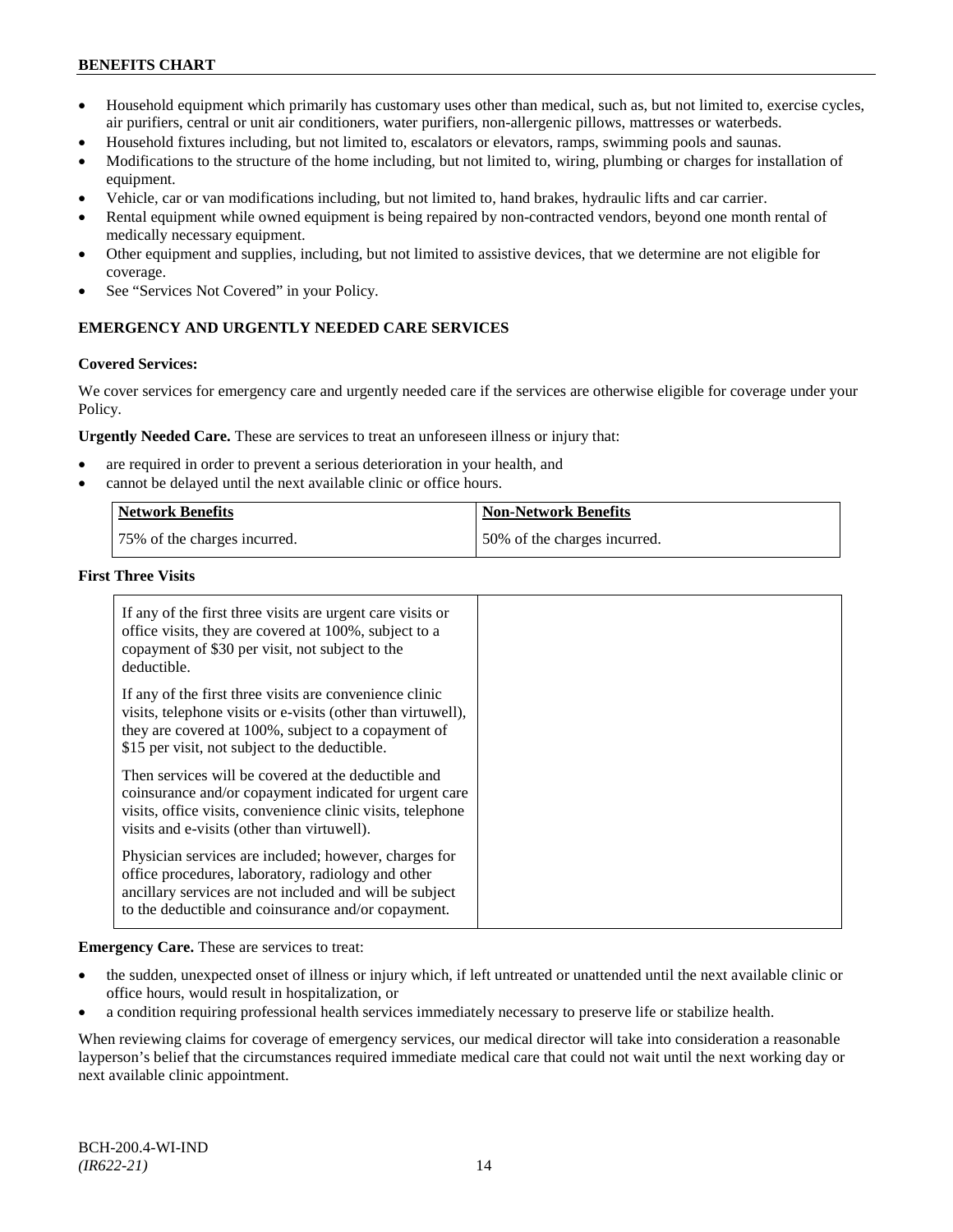- Household equipment which primarily has customary uses other than medical, such as, but not limited to, exercise cycles, air purifiers, central or unit air conditioners, water purifiers, non-allergenic pillows, mattresses or waterbeds.
- Household fixtures including, but not limited to, escalators or elevators, ramps, swimming pools and saunas.
- Modifications to the structure of the home including, but not limited to, wiring, plumbing or charges for installation of equipment.
- Vehicle, car or van modifications including, but not limited to, hand brakes, hydraulic lifts and car carrier.
- Rental equipment while owned equipment is being repaired by non-contracted vendors, beyond one month rental of medically necessary equipment.
- Other equipment and supplies, including, but not limited to assistive devices, that we determine are not eligible for coverage.
- See "Services Not Covered" in your Policy.

## EMERGENCY AND URGENTLY NEEDED CARE SERVICES

**Covered Services:**

We cover services for emergency care and urgently needed care if the services are otherwise eligible for coverage under your Policy.

**Urgently Needed Care.** These are services to treat an unforeseen illness or injury that:

- are required in order to prevent a serious deterioration in your health, and
- cannot be delayed until the next available clinic or office hours.

| Network Benefits | Non-Network Benefits |
|---|---|
| 75% of the charges incurred. | 50% of the charges incurred. |

**First Three Visits**

| | |
|---|---|
| If any of the first three visits are urgent care visits or office visits, they are covered at 100%, subject to a copayment of $30 per visit, not subject to the deductible.<br><br>If any of the first three visits are convenience clinic visits, telephone visits or e-visits (other than virtuwell), they are covered at 100%, subject to a copayment of $15 per visit, not subject to the deductible.<br><br>Then services will be covered at the deductible and coinsurance and/or copayment indicated for urgent care visits, office visits, convenience clinic visits, telephone visits and e-visits (other than virtuwell).<br><br>Physician services are included; however, charges for office procedures, laboratory, radiology and other ancillary services are not included and will be subject to the deductible and coinsurance and/or copayment. | |

**Emergency Care.** These are services to treat:

- the sudden, unexpected onset of illness or injury which, if left untreated or unattended until the next available clinic or office hours, would result in hospitalization, or
- a condition requiring professional health services immediately necessary to preserve life or stabilize health.

When reviewing claims for coverage of emergency services, our medical director will take into consideration a reasonable layperson's belief that the circumstances required immediate medical care that could not wait until the next working day or next available clinic appointment.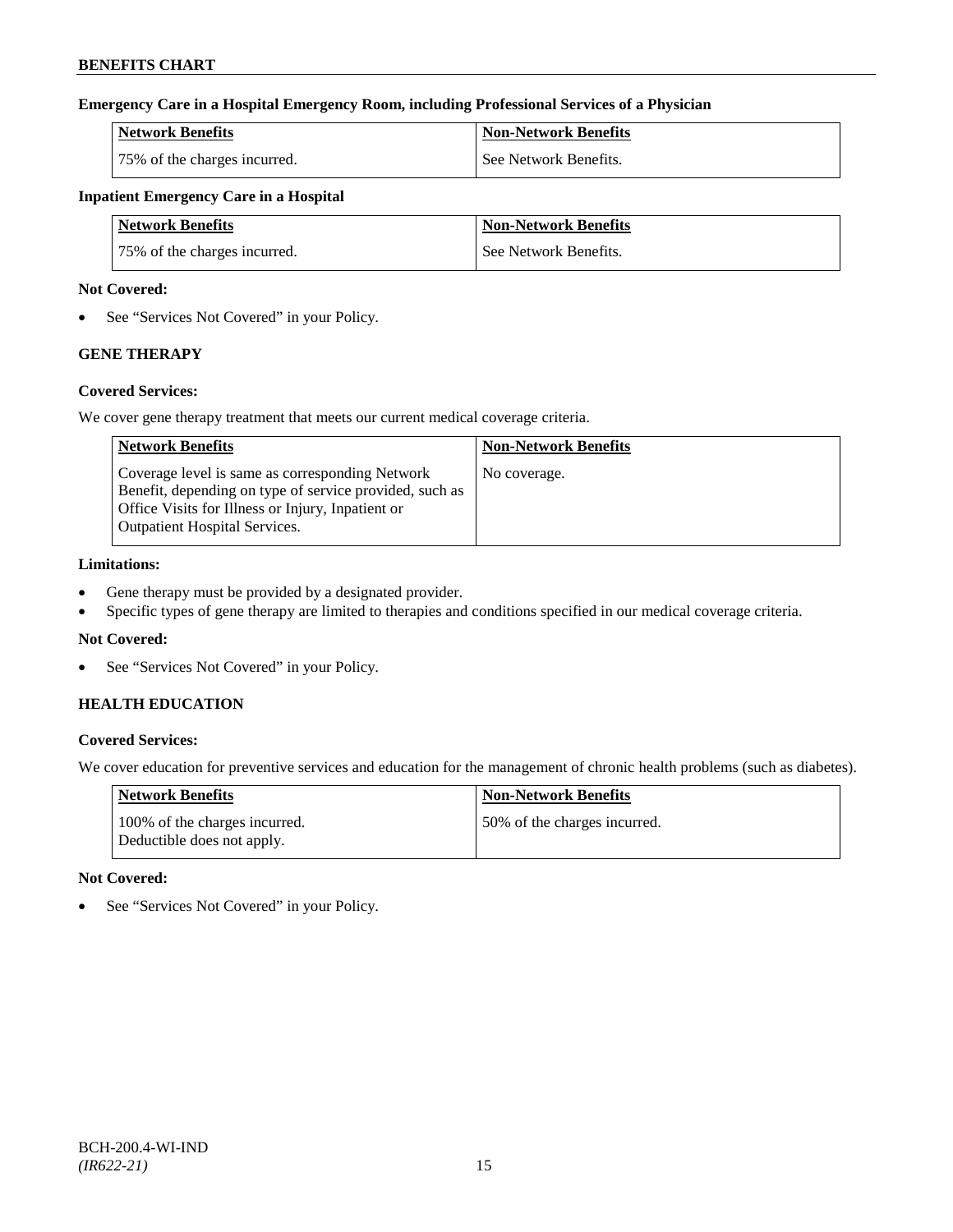**Emergency Care in a Hospital Emergency Room, including Professional Services of a Physician**

| Network Benefits | Non-Network Benefits |
|---|---|
| 75% of the charges incurred. | See Network Benefits. |

**Inpatient Emergency Care in a Hospital**

| Network Benefits | Non-Network Benefits |
|---|---|
| 75% of the charges incurred. | See Network Benefits. |

**Not Covered:**

- See "Services Not Covered" in your Policy.

## GENE THERAPY

**Covered Services:**

We cover gene therapy treatment that meets our current medical coverage criteria.

| Network Benefits | Non-Network Benefits |
|---|---|
| Coverage level is same as corresponding Network Benefit, depending on type of service provided, such as Office Visits for Illness or Injury, Inpatient or Outpatient Hospital Services. | No coverage. |

**Limitations:**

- Gene therapy must be provided by a designated provider.
- Specific types of gene therapy are limited to therapies and conditions specified in our medical coverage criteria.

**Not Covered:**

- See "Services Not Covered" in your Policy.

## HEALTH EDUCATION

**Covered Services:**

We cover education for preventive services and education for the management of chronic health problems (such as diabetes).

| Network Benefits | Non-Network Benefits |
|---|---|
| 100% of the charges incurred. Deductible does not apply. | 50% of the charges incurred. |

**Not Covered:**

- See "Services Not Covered" in your Policy.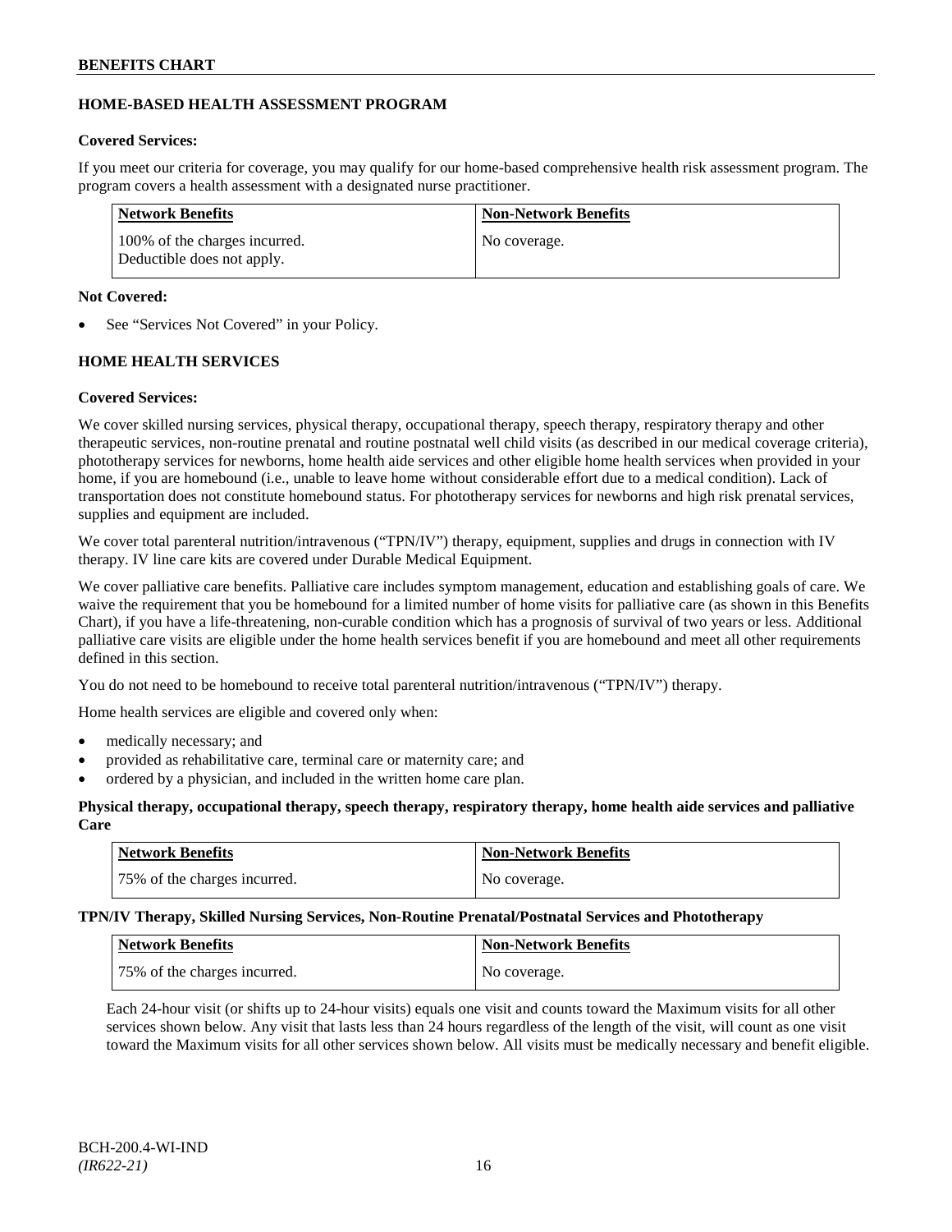## HOME-BASED HEALTH ASSESSMENT PROGRAM

**Covered Services:**

If you meet our criteria for coverage, you may qualify for our home-based comprehensive health risk assessment program. The program covers a health assessment with a designated nurse practitioner.

| Network Benefits | Non-Network Benefits |
| --- | --- |
| 100% of the charges incurred. Deductible does not apply. | No coverage. |

**Not Covered:**

- See "Services Not Covered" in your Policy.

## HOME HEALTH SERVICES

**Covered Services:**

We cover skilled nursing services, physical therapy, occupational therapy, speech therapy, respiratory therapy and other therapeutic services, non-routine prenatal and routine postnatal well child visits (as described in our medical coverage criteria), phototherapy services for newborns, home health aide services and other eligible home health services when provided in your home, if you are homebound (i.e., unable to leave home without considerable effort due to a medical condition). Lack of transportation does not constitute homebound status. For phototherapy services for newborns and high risk prenatal services, supplies and equipment are included.

We cover total parenteral nutrition/intravenous ("TPN/IV") therapy, equipment, supplies and drugs in connection with IV therapy. IV line care kits are covered under Durable Medical Equipment.

We cover palliative care benefits. Palliative care includes symptom management, education and establishing goals of care. We waive the requirement that you be homebound for a limited number of home visits for palliative care (as shown in this Benefits Chart), if you have a life-threatening, non-curable condition which has a prognosis of survival of two years or less. Additional palliative care visits are eligible under the home health services benefit if you are homebound and meet all other requirements defined in this section.

You do not need to be homebound to receive total parenteral nutrition/intravenous ("TPN/IV") therapy.

Home health services are eligible and covered only when:

- medically necessary; and
- provided as rehabilitative care, terminal care or maternity care; and
- ordered by a physician, and included in the written home care plan.

**Physical therapy, occupational therapy, speech therapy, respiratory therapy, home health aide services and palliative Care**

| Network Benefits | Non-Network Benefits |
| --- | --- |
| 75% of the charges incurred. | No coverage. |

**TPN/IV Therapy, Skilled Nursing Services, Non-Routine Prenatal/Postnatal Services and Phototherapy**

| Network Benefits | Non-Network Benefits |
| --- | --- |
| 75% of the charges incurred. | No coverage. |

Each 24-hour visit (or shifts up to 24-hour visits) equals one visit and counts toward the Maximum visits for all other services shown below. Any visit that lasts less than 24 hours regardless of the length of the visit, will count as one visit toward the Maximum visits for all other services shown below. All visits must be medically necessary and benefit eligible.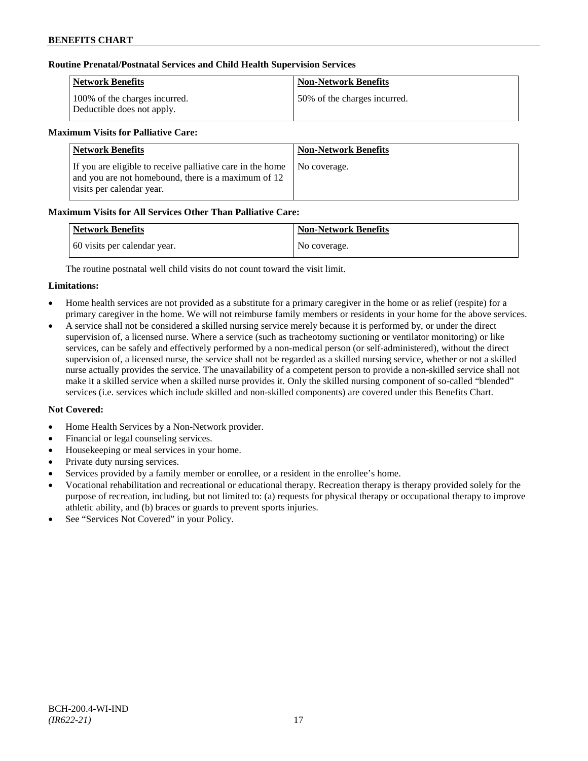**Routine Prenatal/Postnatal Services and Child Health Supervision Services**

| Network Benefits | Non-Network Benefits |
| --- | --- |
| 100% of the charges incurred. Deductible does not apply. | 50% of the charges incurred. |

**Maximum Visits for Palliative Care:**

| Network Benefits | Non-Network Benefits |
| --- | --- |
| If you are eligible to receive palliative care in the home and you are not homebound, there is a maximum of 12 visits per calendar year. | No coverage. |

**Maximum Visits for All Services Other Than Palliative Care:**

| Network Benefits | Non-Network Benefits |
| --- | --- |
| 60 visits per calendar year. | No coverage. |

The routine postnatal well child visits do not count toward the visit limit.

**Limitations:**

- Home health services are not provided as a substitute for a primary caregiver in the home or as relief (respite) for a primary caregiver in the home. We will not reimburse family members or residents in your home for the above services.
- A service shall not be considered a skilled nursing service merely because it is performed by, or under the direct supervision of, a licensed nurse. Where a service (such as tracheotomy suctioning or ventilator monitoring) or like services, can be safely and effectively performed by a non-medical person (or self-administered), without the direct supervision of, a licensed nurse, the service shall not be regarded as a skilled nursing service, whether or not a skilled nurse actually provides the service. The unavailability of a competent person to provide a non-skilled service shall not make it a skilled service when a skilled nurse provides it. Only the skilled nursing component of so-called "blended" services (i.e. services which include skilled and non-skilled components) are covered under this Benefits Chart.

**Not Covered:**

- Home Health Services by a Non-Network provider.
- Financial or legal counseling services.
- Housekeeping or meal services in your home.
- Private duty nursing services.
- Services provided by a family member or enrollee, or a resident in the enrollee's home.
- Vocational rehabilitation and recreational or educational therapy. Recreation therapy is therapy provided solely for the purpose of recreation, including, but not limited to: (a) requests for physical therapy or occupational therapy to improve athletic ability, and (b) braces or guards to prevent sports injuries.
- See "Services Not Covered" in your Policy.

BCH-200.4-WI-IND
*(IR622-21)*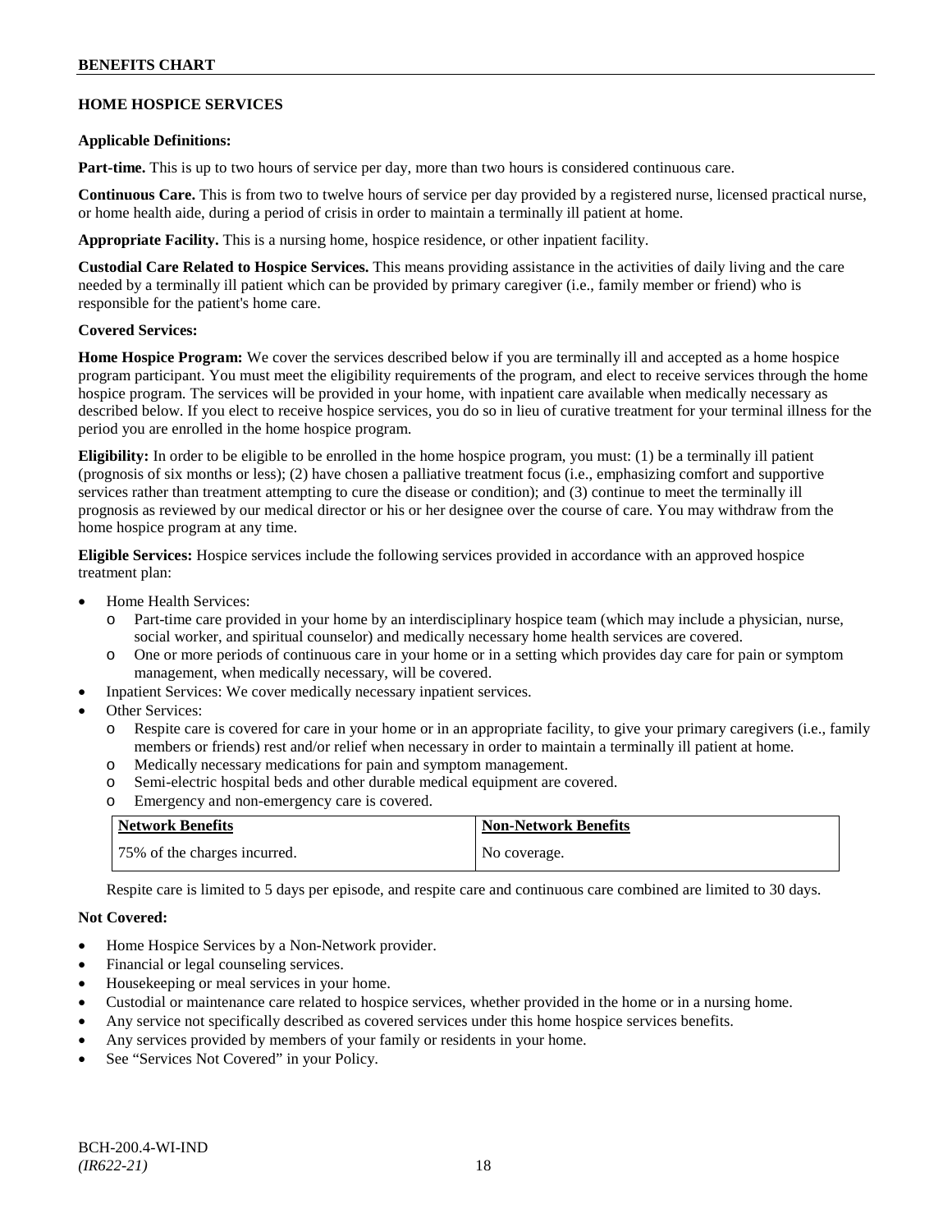### HOME HOSPICE SERVICES

**Applicable Definitions:**

**Part-time.** This is up to two hours of service per day, more than two hours is considered continuous care.

**Continuous Care.** This is from two to twelve hours of service per day provided by a registered nurse, licensed practical nurse, or home health aide, during a period of crisis in order to maintain a terminally ill patient at home.

**Appropriate Facility.** This is a nursing home, hospice residence, or other inpatient facility.

**Custodial Care Related to Hospice Services.** This means providing assistance in the activities of daily living and the care needed by a terminally ill patient which can be provided by primary caregiver (i.e., family member or friend) who is responsible for the patient's home care.

**Covered Services:**

**Home Hospice Program:** We cover the services described below if you are terminally ill and accepted as a home hospice program participant. You must meet the eligibility requirements of the program, and elect to receive services through the home hospice program. The services will be provided in your home, with inpatient care available when medically necessary as described below. If you elect to receive hospice services, you do so in lieu of curative treatment for your terminal illness for the period you are enrolled in the home hospice program.

**Eligibility:** In order to be eligible to be enrolled in the home hospice program, you must: (1) be a terminally ill patient (prognosis of six months or less); (2) have chosen a palliative treatment focus (i.e., emphasizing comfort and supportive services rather than treatment attempting to cure the disease or condition); and (3) continue to meet the terminally ill prognosis as reviewed by our medical director or his or her designee over the course of care. You may withdraw from the home hospice program at any time.

**Eligible Services:** Hospice services include the following services provided in accordance with an approved hospice treatment plan:

- Home Health Services:
  - Part-time care provided in your home by an interdisciplinary hospice team (which may include a physician, nurse, social worker, and spiritual counselor) and medically necessary home health services are covered.
  - One or more periods of continuous care in your home or in a setting which provides day care for pain or symptom management, when medically necessary, will be covered.
- Inpatient Services: We cover medically necessary inpatient services.
- Other Services:
  - Respite care is covered for care in your home or in an appropriate facility, to give your primary caregivers (i.e., family members or friends) rest and/or relief when necessary in order to maintain a terminally ill patient at home.
  - Medically necessary medications for pain and symptom management.
  - Semi-electric hospital beds and other durable medical equipment are covered.
  - Emergency and non-emergency care is covered.

| Network Benefits | Non-Network Benefits |
|---|---|
| 75% of the charges incurred. | No coverage. |

Respite care is limited to 5 days per episode, and respite care and continuous care combined are limited to 30 days.

**Not Covered:**

- Home Hospice Services by a Non-Network provider.
- Financial or legal counseling services.
- Housekeeping or meal services in your home.
- Custodial or maintenance care related to hospice services, whether provided in the home or in a nursing home.
- Any service not specifically described as covered services under this home hospice services benefits.
- Any services provided by members of your family or residents in your home.
- See "Services Not Covered" in your Policy.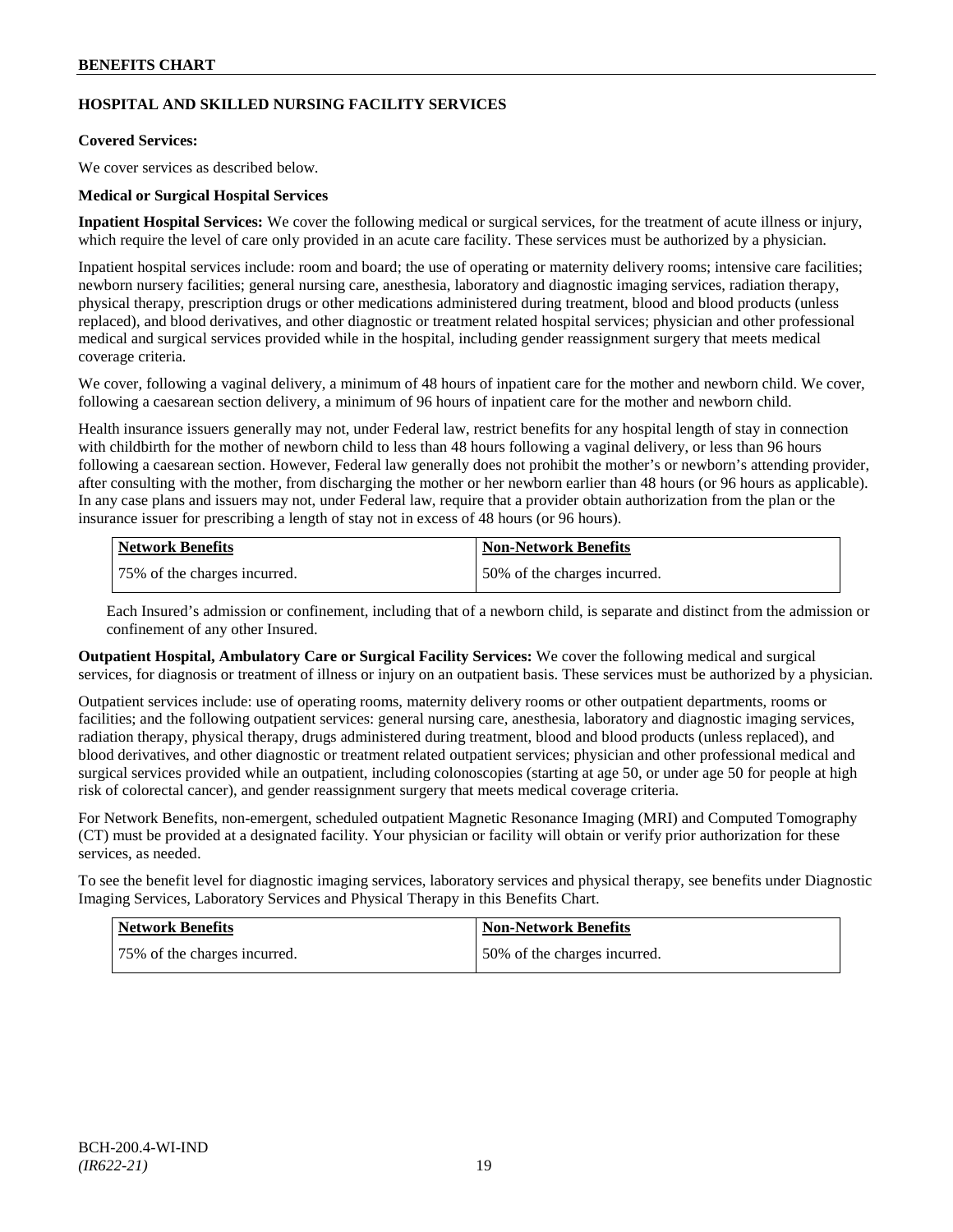## HOSPITAL AND SKILLED NURSING FACILITY SERVICES

**Covered Services:**

We cover services as described below.

**Medical or Surgical Hospital Services**

**Inpatient Hospital Services:** We cover the following medical or surgical services, for the treatment of acute illness or injury, which require the level of care only provided in an acute care facility. These services must be authorized by a physician.

Inpatient hospital services include: room and board; the use of operating or maternity delivery rooms; intensive care facilities; newborn nursery facilities; general nursing care, anesthesia, laboratory and diagnostic imaging services, radiation therapy, physical therapy, prescription drugs or other medications administered during treatment, blood and blood products (unless replaced), and blood derivatives, and other diagnostic or treatment related hospital services; physician and other professional medical and surgical services provided while in the hospital, including gender reassignment surgery that meets medical coverage criteria.

We cover, following a vaginal delivery, a minimum of 48 hours of inpatient care for the mother and newborn child. We cover, following a caesarean section delivery, a minimum of 96 hours of inpatient care for the mother and newborn child.

Health insurance issuers generally may not, under Federal law, restrict benefits for any hospital length of stay in connection with childbirth for the mother of newborn child to less than 48 hours following a vaginal delivery, or less than 96 hours following a caesarean section. However, Federal law generally does not prohibit the mother's or newborn's attending provider, after consulting with the mother, from discharging the mother or her newborn earlier than 48 hours (or 96 hours as applicable). In any case plans and issuers may not, under Federal law, require that a provider obtain authorization from the plan or the insurance issuer for prescribing a length of stay not in excess of 48 hours (or 96 hours).

| Network Benefits | Non-Network Benefits |
|---|---|
| 75% of the charges incurred. | 50% of the charges incurred. |

Each Insured's admission or confinement, including that of a newborn child, is separate and distinct from the admission or confinement of any other Insured.

**Outpatient Hospital, Ambulatory Care or Surgical Facility Services:** We cover the following medical and surgical services, for diagnosis or treatment of illness or injury on an outpatient basis. These services must be authorized by a physician.

Outpatient services include: use of operating rooms, maternity delivery rooms or other outpatient departments, rooms or facilities; and the following outpatient services: general nursing care, anesthesia, laboratory and diagnostic imaging services, radiation therapy, physical therapy, drugs administered during treatment, blood and blood products (unless replaced), and blood derivatives, and other diagnostic or treatment related outpatient services; physician and other professional medical and surgical services provided while an outpatient, including colonoscopies (starting at age 50, or under age 50 for people at high risk of colorectal cancer), and gender reassignment surgery that meets medical coverage criteria.

For Network Benefits, non-emergent, scheduled outpatient Magnetic Resonance Imaging (MRI) and Computed Tomography (CT) must be provided at a designated facility. Your physician or facility will obtain or verify prior authorization for these services, as needed.

To see the benefit level for diagnostic imaging services, laboratory services and physical therapy, see benefits under Diagnostic Imaging Services, Laboratory Services and Physical Therapy in this Benefits Chart.

| Network Benefits | Non-Network Benefits |
|---|---|
| 75% of the charges incurred. | 50% of the charges incurred. |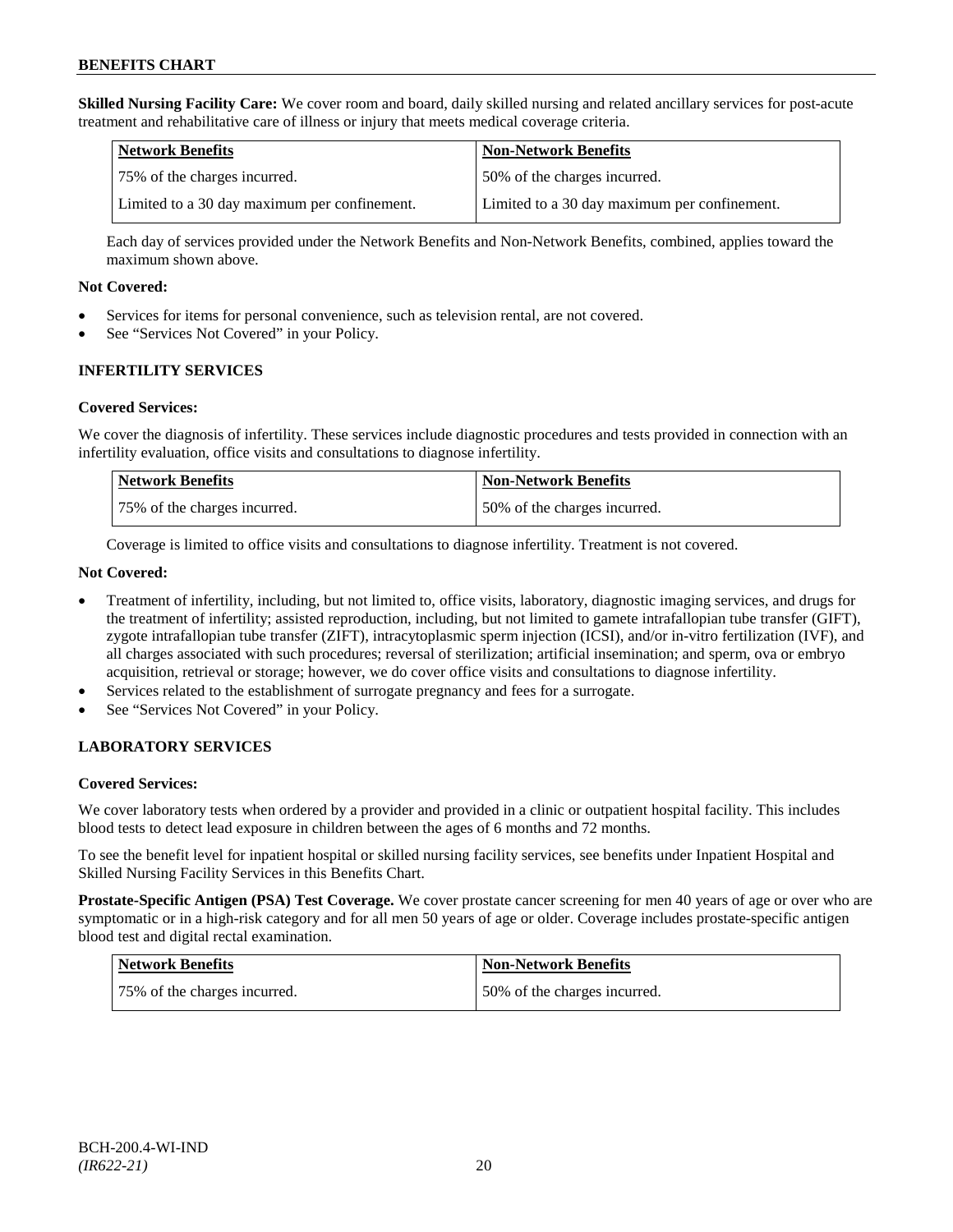**Skilled Nursing Facility Care:** We cover room and board, daily skilled nursing and related ancillary services for post-acute treatment and rehabilitative care of illness or injury that meets medical coverage criteria.

| Network Benefits | Non-Network Benefits |
|---|---|
| 75% of the charges incurred. | 50% of the charges incurred. |
| Limited to a 30 day maximum per confinement. | Limited to a 30 day maximum per confinement. |

Each day of services provided under the Network Benefits and Non-Network Benefits, combined, applies toward the maximum shown above.

**Not Covered:**

- Services for items for personal convenience, such as television rental, are not covered.
- See "Services Not Covered" in your Policy.

## INFERTILITY SERVICES

**Covered Services:**

We cover the diagnosis of infertility. These services include diagnostic procedures and tests provided in connection with an infertility evaluation, office visits and consultations to diagnose infertility.

| Network Benefits | Non-Network Benefits |
|---|---|
| 75% of the charges incurred. | 50% of the charges incurred. |

Coverage is limited to office visits and consultations to diagnose infertility. Treatment is not covered.

**Not Covered:**

- Treatment of infertility, including, but not limited to, office visits, laboratory, diagnostic imaging services, and drugs for the treatment of infertility; assisted reproduction, including, but not limited to gamete intrafallopian tube transfer (GIFT), zygote intrafallopian tube transfer (ZIFT), intracytoplasmic sperm injection (ICSI), and/or in-vitro fertilization (IVF), and all charges associated with such procedures; reversal of sterilization; artificial insemination; and sperm, ova or embryo acquisition, retrieval or storage; however, we do cover office visits and consultations to diagnose infertility.
- Services related to the establishment of surrogate pregnancy and fees for a surrogate.
- See "Services Not Covered" in your Policy.

## LABORATORY SERVICES

**Covered Services:**

We cover laboratory tests when ordered by a provider and provided in a clinic or outpatient hospital facility. This includes blood tests to detect lead exposure in children between the ages of 6 months and 72 months.

To see the benefit level for inpatient hospital or skilled nursing facility services, see benefits under Inpatient Hospital and Skilled Nursing Facility Services in this Benefits Chart.

**Prostate-Specific Antigen (PSA) Test Coverage.** We cover prostate cancer screening for men 40 years of age or over who are symptomatic or in a high-risk category and for all men 50 years of age or older. Coverage includes prostate-specific antigen blood test and digital rectal examination.

| Network Benefits | Non-Network Benefits |
|---|---|
| 75% of the charges incurred. | 50% of the charges incurred. |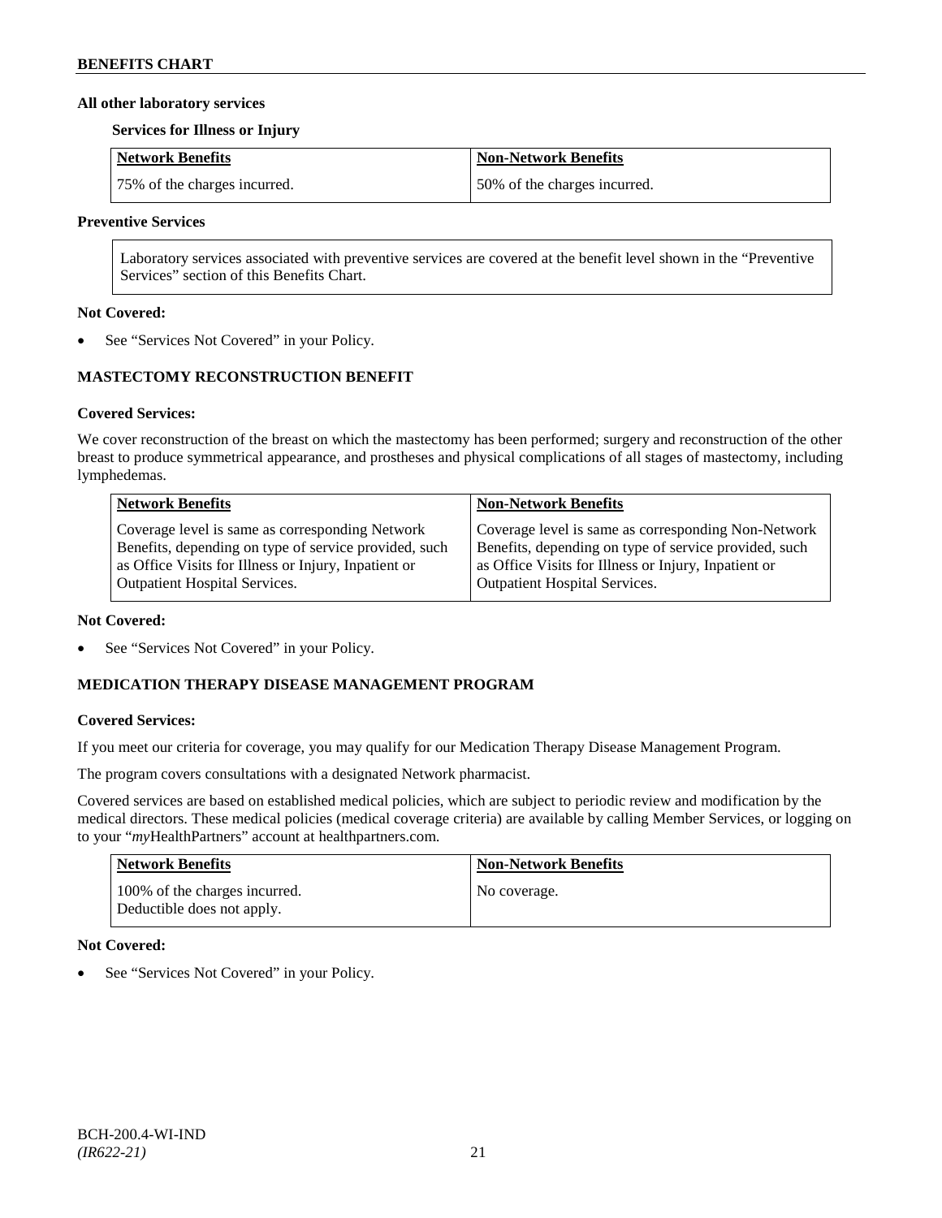**All other laboratory services**

**Services for Illness or Injury**

| Network Benefits | Non-Network Benefits |
| --- | --- |
| 75% of the charges incurred. | 50% of the charges incurred. |

**Preventive Services**

| Laboratory services associated with preventive services are covered at the benefit level shown in the "Preventive Services" section of this Benefits Chart. |
| --- |

**Not Covered:**

- See "Services Not Covered" in your Policy.

## MASTECTOMY RECONSTRUCTION BENEFIT

**Covered Services:**

We cover reconstruction of the breast on which the mastectomy has been performed; surgery and reconstruction of the other breast to produce symmetrical appearance, and prostheses and physical complications of all stages of mastectomy, including lymphedemas.

| Network Benefits | Non-Network Benefits |
| --- | --- |
| Coverage level is same as corresponding Network Benefits, depending on type of service provided, such as Office Visits for Illness or Injury, Inpatient or Outpatient Hospital Services. | Coverage level is same as corresponding Non-Network Benefits, depending on type of service provided, such as Office Visits for Illness or Injury, Inpatient or Outpatient Hospital Services. |

**Not Covered:**

- See "Services Not Covered" in your Policy.

## MEDICATION THERAPY DISEASE MANAGEMENT PROGRAM

**Covered Services:**

If you meet our criteria for coverage, you may qualify for our Medication Therapy Disease Management Program.

The program covers consultations with a designated Network pharmacist.

Covered services are based on established medical policies, which are subject to periodic review and modification by the medical directors. These medical policies (medical coverage criteria) are available by calling Member Services, or logging on to your "*my*HealthPartners" account at healthpartners.com.

| Network Benefits | Non-Network Benefits |
| --- | --- |
| 100% of the charges incurred. Deductible does not apply. | No coverage. |

**Not Covered:**

- See "Services Not Covered" in your Policy.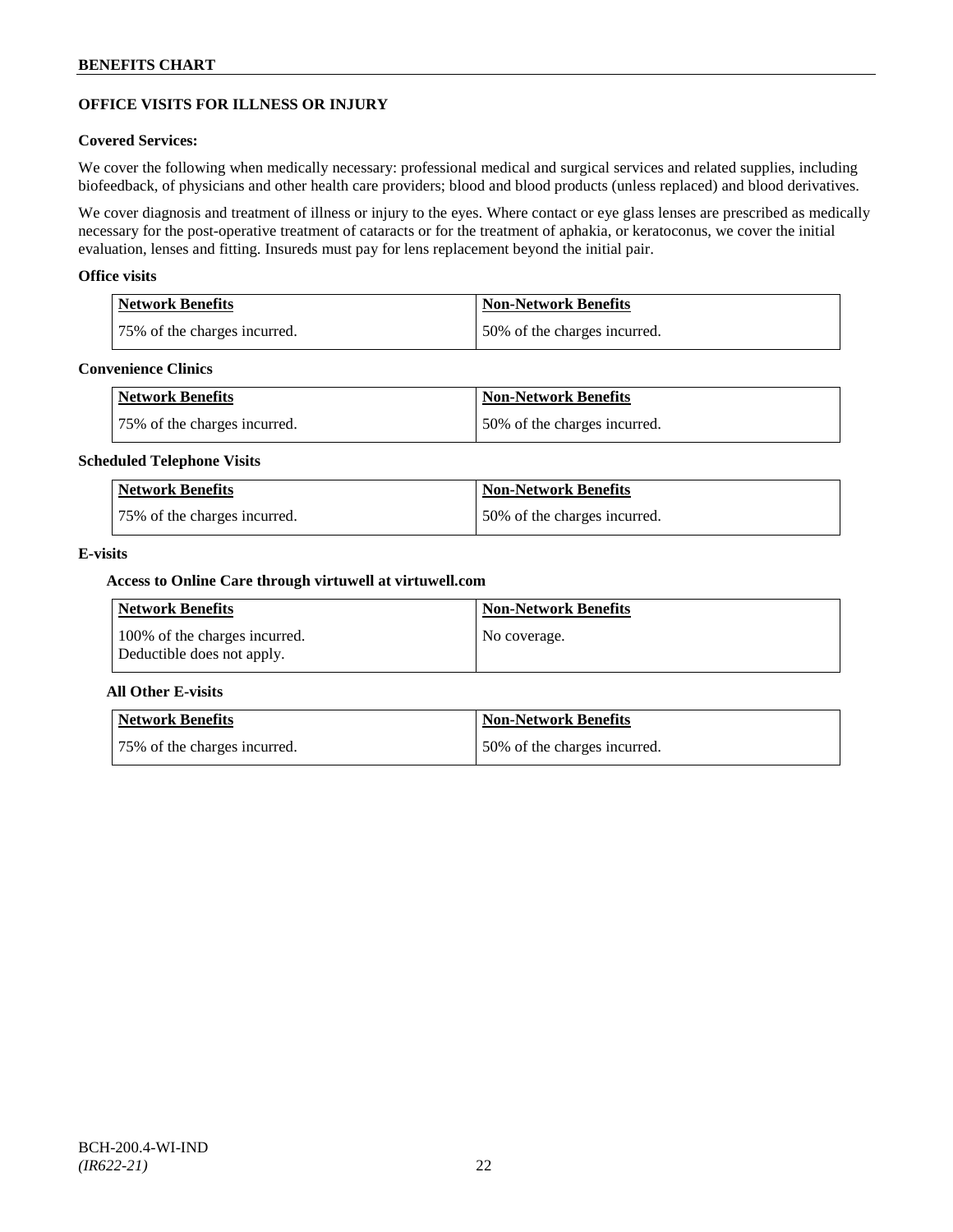## OFFICE VISITS FOR ILLNESS OR INJURY

### Covered Services:

We cover the following when medically necessary: professional medical and surgical services and related supplies, including biofeedback, of physicians and other health care providers; blood and blood products (unless replaced) and blood derivatives.

We cover diagnosis and treatment of illness or injury to the eyes. Where contact or eye glass lenses are prescribed as medically necessary for the post-operative treatment of cataracts or for the treatment of aphakia, or keratoconus, we cover the initial evaluation, lenses and fitting. Insureds must pay for lens replacement beyond the initial pair.

### Office visits

| Network Benefits | Non-Network Benefits |
| --- | --- |
| 75% of the charges incurred. | 50% of the charges incurred. |

### Convenience Clinics

| Network Benefits | Non-Network Benefits |
| --- | --- |
| 75% of the charges incurred. | 50% of the charges incurred. |

### Scheduled Telephone Visits

| Network Benefits | Non-Network Benefits |
| --- | --- |
| 75% of the charges incurred. | 50% of the charges incurred. |

### E-visits

#### Access to Online Care through virtuwell at virtuwell.com

| Network Benefits | Non-Network Benefits |
| --- | --- |
| 100% of the charges incurred. Deductible does not apply. | No coverage. |

#### All Other E-visits

| Network Benefits | Non-Network Benefits |
| --- | --- |
| 75% of the charges incurred. | 50% of the charges incurred. |

BCH-200.4-WI-IND
*(IR622-21)*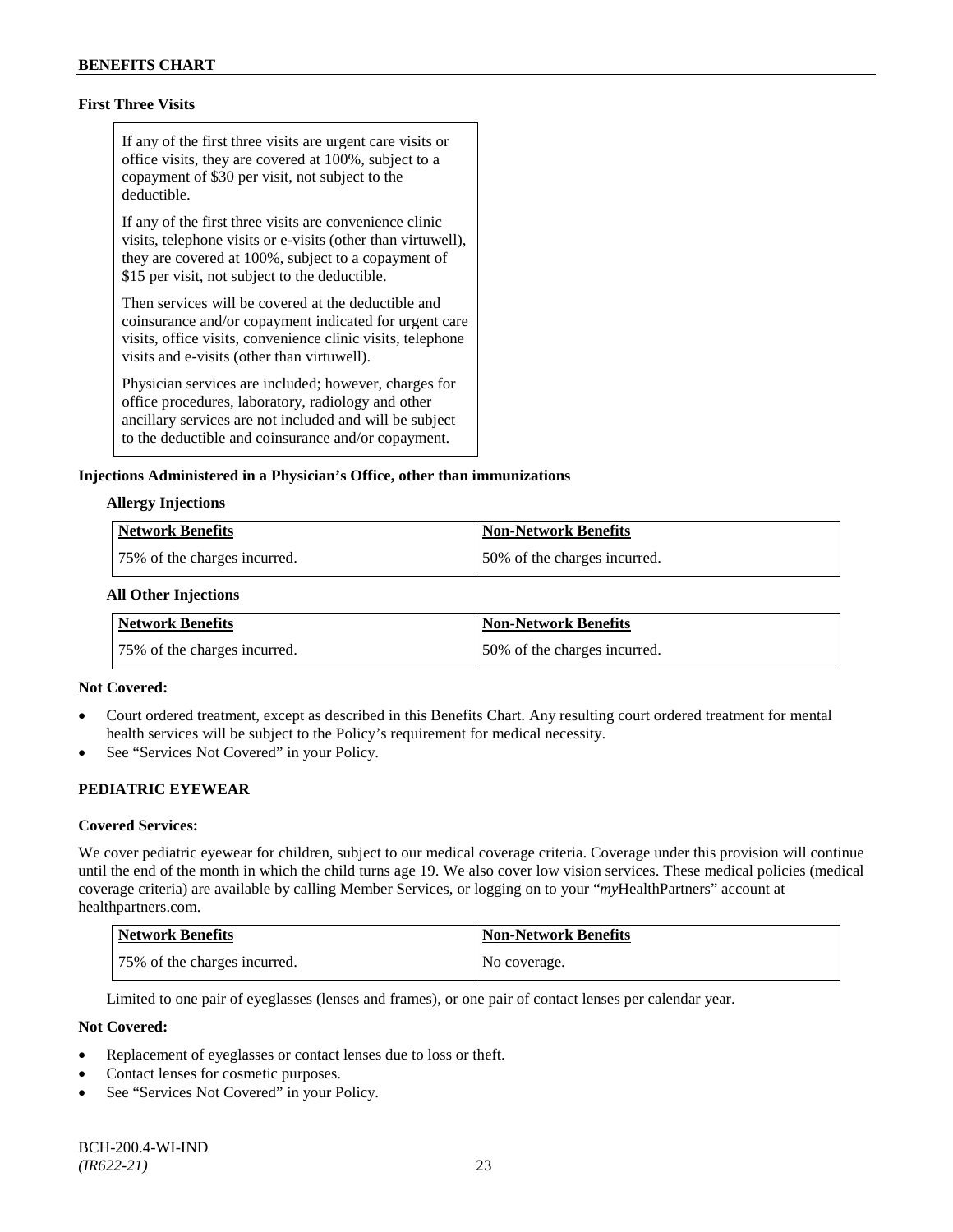### First Three Visits

> If any of the first three visits are urgent care visits or office visits, they are covered at 100%, subject to a copayment of $30 per visit, not subject to the deductible.
>
> If any of the first three visits are convenience clinic visits, telephone visits or e-visits (other than virtuwell), they are covered at 100%, subject to a copayment of $15 per visit, not subject to the deductible.
>
> Then services will be covered at the deductible and coinsurance and/or copayment indicated for urgent care visits, office visits, convenience clinic visits, telephone visits and e-visits (other than virtuwell).
>
> Physician services are included; however, charges for office procedures, laboratory, radiology and other ancillary services are not included and will be subject to the deductible and coinsurance and/or copayment.

### Injections Administered in a Physician's Office, other than immunizations

**Allergy Injections**

| Network Benefits | Non-Network Benefits |
|---|---|
| 75% of the charges incurred. | 50% of the charges incurred. |

**All Other Injections**

| Network Benefits | Non-Network Benefits |
|---|---|
| 75% of the charges incurred. | 50% of the charges incurred. |

**Not Covered:**

- Court ordered treatment, except as described in this Benefits Chart. Any resulting court ordered treatment for mental health services will be subject to the Policy's requirement for medical necessity.
- See "Services Not Covered" in your Policy.

## PEDIATRIC EYEWEAR

**Covered Services:**

We cover pediatric eyewear for children, subject to our medical coverage criteria. Coverage under this provision will continue until the end of the month in which the child turns age 19. We also cover low vision services. These medical policies (medical coverage criteria) are available by calling Member Services, or logging on to your "*my*HealthPartners" account at healthpartners.com.

| Network Benefits | Non-Network Benefits |
|---|---|
| 75% of the charges incurred. | No coverage. |

Limited to one pair of eyeglasses (lenses and frames), or one pair of contact lenses per calendar year.

**Not Covered:**

- Replacement of eyeglasses or contact lenses due to loss or theft.
- Contact lenses for cosmetic purposes.
- See "Services Not Covered" in your Policy.

BCH-200.4-WI-IND
*(IR622-21)*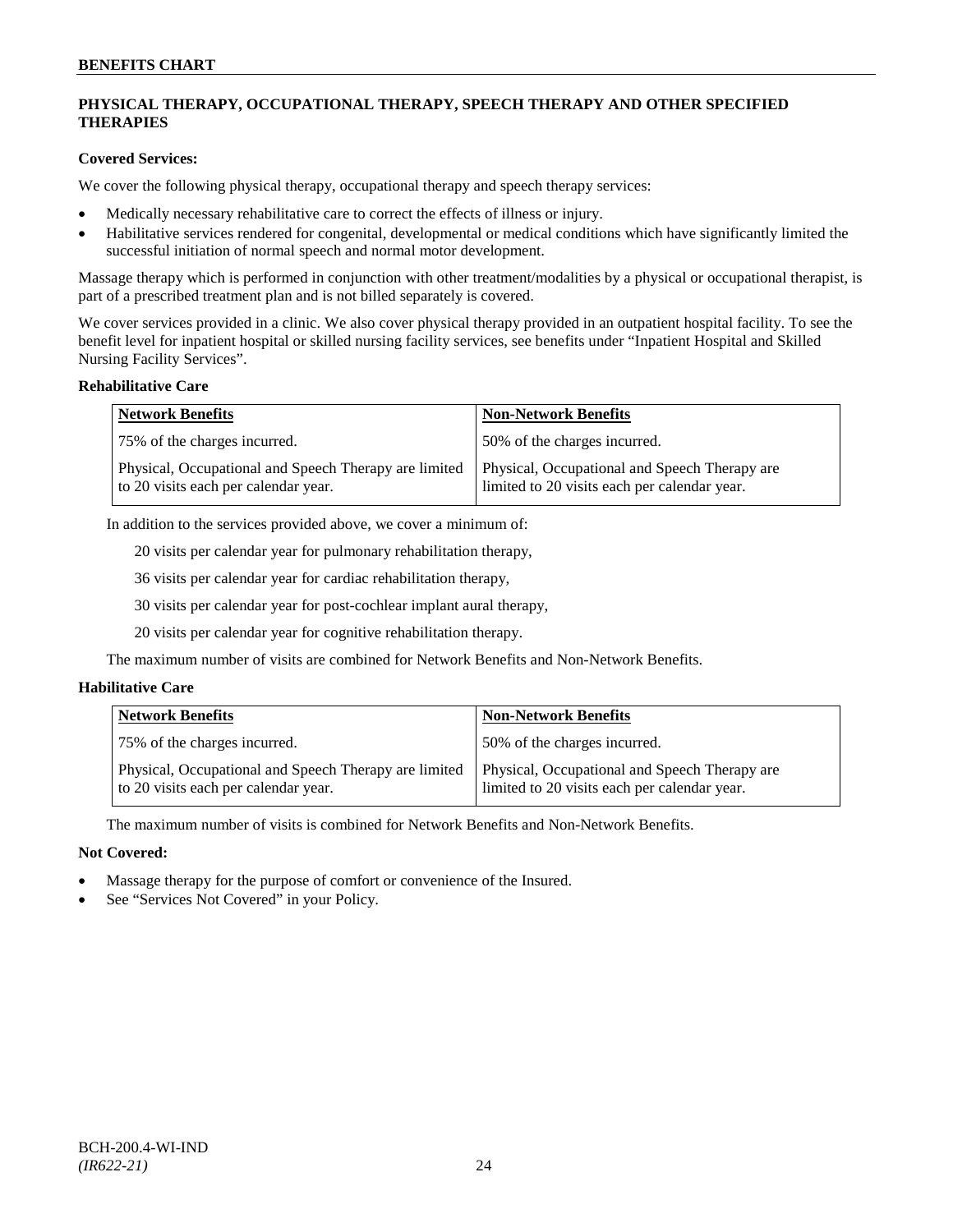## PHYSICAL THERAPY, OCCUPATIONAL THERAPY, SPEECH THERAPY AND OTHER SPECIFIED THERAPIES

**Covered Services:**

We cover the following physical therapy, occupational therapy and speech therapy services:

- Medically necessary rehabilitative care to correct the effects of illness or injury.
- Habilitative services rendered for congenital, developmental or medical conditions which have significantly limited the successful initiation of normal speech and normal motor development.

Massage therapy which is performed in conjunction with other treatment/modalities by a physical or occupational therapist, is part of a prescribed treatment plan and is not billed separately is covered.

We cover services provided in a clinic. We also cover physical therapy provided in an outpatient hospital facility. To see the benefit level for inpatient hospital or skilled nursing facility services, see benefits under "Inpatient Hospital and Skilled Nursing Facility Services".

**Rehabilitative Care**

| Network Benefits | Non-Network Benefits |
|---|---|
| 75% of the charges incurred. | 50% of the charges incurred. |
| Physical, Occupational and Speech Therapy are limited to 20 visits each per calendar year. | Physical, Occupational and Speech Therapy are limited to 20 visits each per calendar year. |

In addition to the services provided above, we cover a minimum of:

20 visits per calendar year for pulmonary rehabilitation therapy,

36 visits per calendar year for cardiac rehabilitation therapy,

30 visits per calendar year for post-cochlear implant aural therapy,

20 visits per calendar year for cognitive rehabilitation therapy.

The maximum number of visits are combined for Network Benefits and Non-Network Benefits.

**Habilitative Care**

| Network Benefits | Non-Network Benefits |
|---|---|
| 75% of the charges incurred. | 50% of the charges incurred. |
| Physical, Occupational and Speech Therapy are limited to 20 visits each per calendar year. | Physical, Occupational and Speech Therapy are limited to 20 visits each per calendar year. |

The maximum number of visits is combined for Network Benefits and Non-Network Benefits.

**Not Covered:**

- Massage therapy for the purpose of comfort or convenience of the Insured.
- See "Services Not Covered" in your Policy.

BCH-200.4-WI-IND
*(IR622-21)*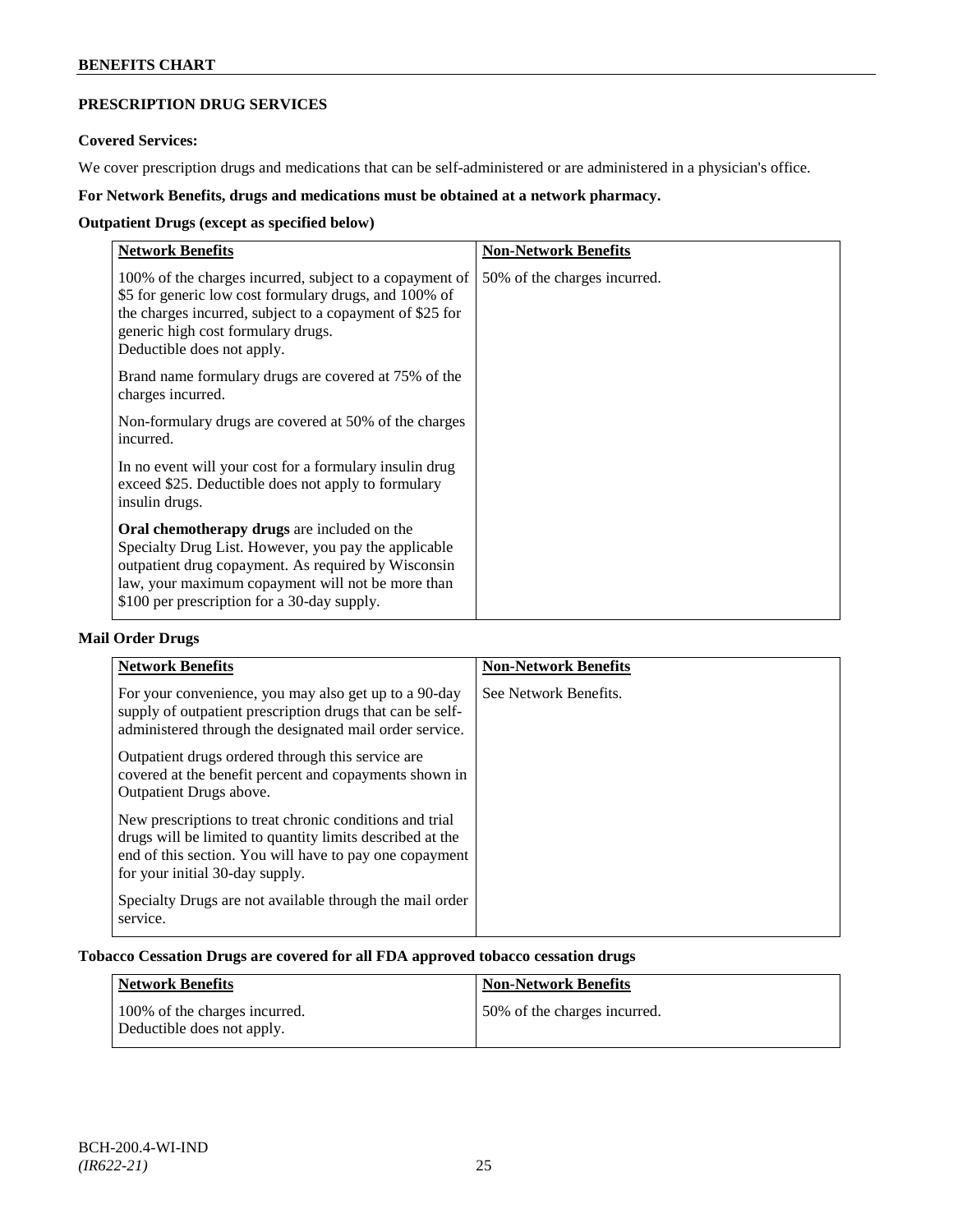## PRESCRIPTION DRUG SERVICES

### Covered Services:

We cover prescription drugs and medications that can be self-administered or are administered in a physician's office.

**For Network Benefits, drugs and medications must be obtained at a network pharmacy.**

**Outpatient Drugs (except as specified below)**

| Network Benefits | Non-Network Benefits |
|---|---|
| 100% of the charges incurred, subject to a copayment of \$5 for generic low cost formulary drugs, and 100% of the charges incurred, subject to a copayment of \$25 for generic high cost formulary drugs.<br>Deductible does not apply.<br><br>Brand name formulary drugs are covered at 75% of the charges incurred.<br><br>Non-formulary drugs are covered at 50% of the charges incurred.<br><br>In no event will your cost for a formulary insulin drug exceed \$25. Deductible does not apply to formulary insulin drugs.<br><br>**Oral chemotherapy drugs** are included on the Specialty Drug List. However, you pay the applicable outpatient drug copayment. As required by Wisconsin law, your maximum copayment will not be more than \$100 per prescription for a 30-day supply. | 50% of the charges incurred. |

**Mail Order Drugs**

| Network Benefits | Non-Network Benefits |
|---|---|
| For your convenience, you may also get up to a 90-day supply of outpatient prescription drugs that can be self-administered through the designated mail order service.<br><br>Outpatient drugs ordered through this service are covered at the benefit percent and copayments shown in Outpatient Drugs above.<br><br>New prescriptions to treat chronic conditions and trial drugs will be limited to quantity limits described at the end of this section. You will have to pay one copayment for your initial 30-day supply.<br><br>Specialty Drugs are not available through the mail order service. | See Network Benefits. |

**Tobacco Cessation Drugs are covered for all FDA approved tobacco cessation drugs**

| Network Benefits | Non-Network Benefits |
|---|---|
| 100% of the charges incurred.<br>Deductible does not apply. | 50% of the charges incurred. |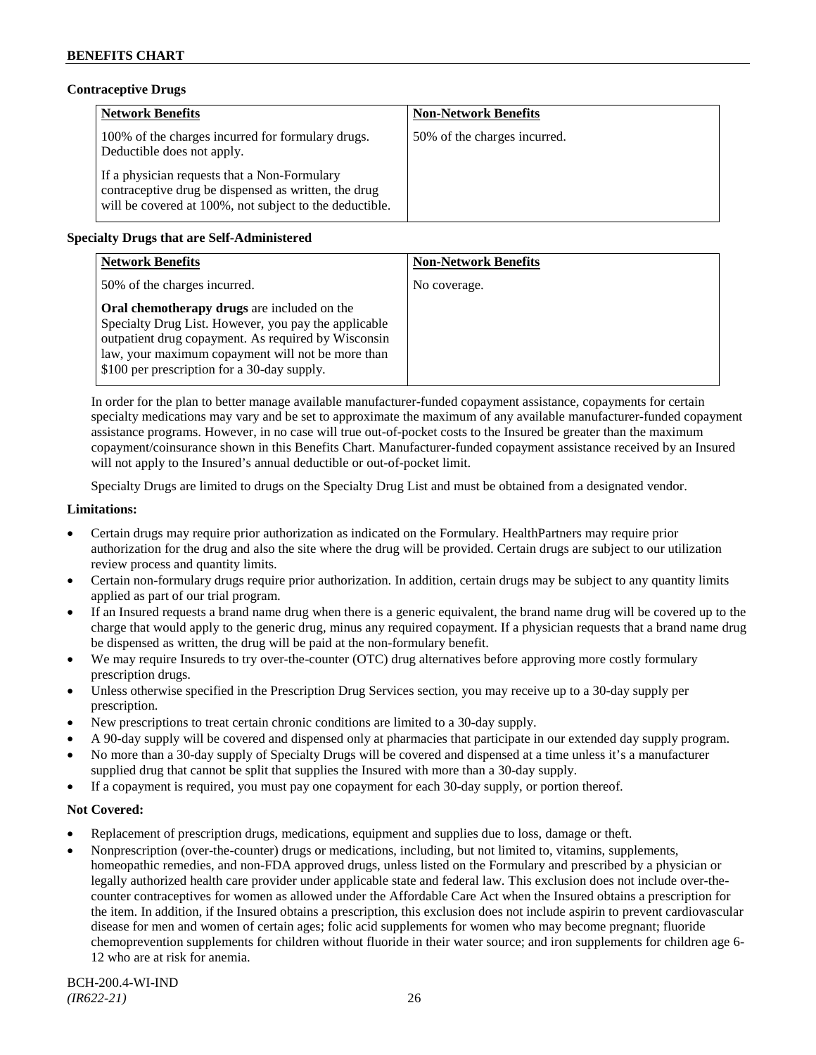**Contraceptive Drugs**

| Network Benefits | Non-Network Benefits |
|---|---|
| 100% of the charges incurred for formulary drugs. Deductible does not apply.<br><br>If a physician requests that a Non-Formulary contraceptive drug be dispensed as written, the drug will be covered at 100%, not subject to the deductible. | 50% of the charges incurred. |

**Specialty Drugs that are Self-Administered**

| Network Benefits | Non-Network Benefits |
|---|---|
| 50% of the charges incurred.<br><br>**Oral chemotherapy drugs** are included on the Specialty Drug List. However, you pay the applicable outpatient drug copayment. As required by Wisconsin law, your maximum copayment will not be more than $100 per prescription for a 30-day supply. | No coverage. |

In order for the plan to better manage available manufacturer-funded copayment assistance, copayments for certain specialty medications may vary and be set to approximate the maximum of any available manufacturer-funded copayment assistance programs. However, in no case will true out-of-pocket costs to the Insured be greater than the maximum copayment/coinsurance shown in this Benefits Chart. Manufacturer-funded copayment assistance received by an Insured will not apply to the Insured's annual deductible or out-of-pocket limit.

Specialty Drugs are limited to drugs on the Specialty Drug List and must be obtained from a designated vendor.

**Limitations:**

- Certain drugs may require prior authorization as indicated on the Formulary. HealthPartners may require prior authorization for the drug and also the site where the drug will be provided. Certain drugs are subject to our utilization review process and quantity limits.
- Certain non-formulary drugs require prior authorization. In addition, certain drugs may be subject to any quantity limits applied as part of our trial program.
- If an Insured requests a brand name drug when there is a generic equivalent, the brand name drug will be covered up to the charge that would apply to the generic drug, minus any required copayment. If a physician requests that a brand name drug be dispensed as written, the drug will be paid at the non-formulary benefit.
- We may require Insureds to try over-the-counter (OTC) drug alternatives before approving more costly formulary prescription drugs.
- Unless otherwise specified in the Prescription Drug Services section, you may receive up to a 30-day supply per prescription.
- New prescriptions to treat certain chronic conditions are limited to a 30-day supply.
- A 90-day supply will be covered and dispensed only at pharmacies that participate in our extended day supply program.
- No more than a 30-day supply of Specialty Drugs will be covered and dispensed at a time unless it's a manufacturer supplied drug that cannot be split that supplies the Insured with more than a 30-day supply.
- If a copayment is required, you must pay one copayment for each 30-day supply, or portion thereof.

**Not Covered:**

- Replacement of prescription drugs, medications, equipment and supplies due to loss, damage or theft.
- Nonprescription (over-the-counter) drugs or medications, including, but not limited to, vitamins, supplements, homeopathic remedies, and non-FDA approved drugs, unless listed on the Formulary and prescribed by a physician or legally authorized health care provider under applicable state and federal law. This exclusion does not include over-the-counter contraceptives for women as allowed under the Affordable Care Act when the Insured obtains a prescription for the item. In addition, if the Insured obtains a prescription, this exclusion does not include aspirin to prevent cardiovascular disease for men and women of certain ages; folic acid supplements for women who may become pregnant; fluoride chemoprevention supplements for children without fluoride in their water source; and iron supplements for children age 6-12 who are at risk for anemia.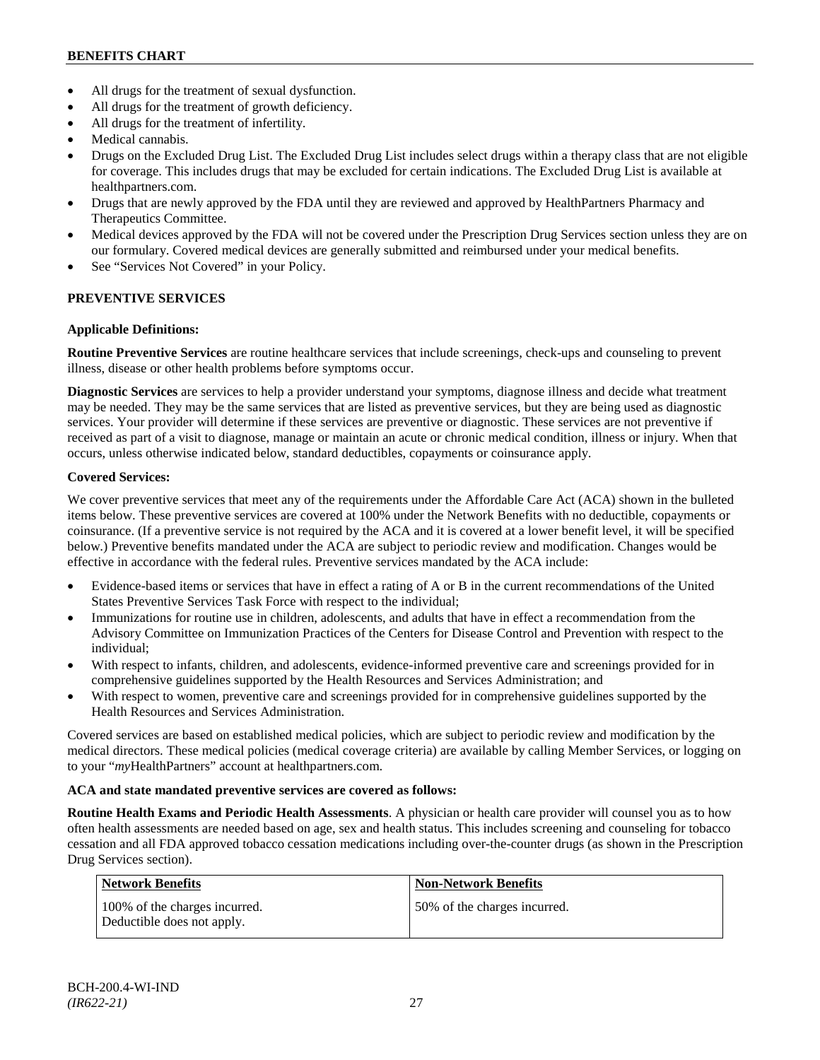- All drugs for the treatment of sexual dysfunction.
- All drugs for the treatment of growth deficiency.
- All drugs for the treatment of infertility.
- Medical cannabis.
- Drugs on the Excluded Drug List. The Excluded Drug List includes select drugs within a therapy class that are not eligible for coverage. This includes drugs that may be excluded for certain indications. The Excluded Drug List is available at healthpartners.com.
- Drugs that are newly approved by the FDA until they are reviewed and approved by HealthPartners Pharmacy and Therapeutics Committee.
- Medical devices approved by the FDA will not be covered under the Prescription Drug Services section unless they are on our formulary. Covered medical devices are generally submitted and reimbursed under your medical benefits.
- See "Services Not Covered" in your Policy.

## PREVENTIVE SERVICES

**Applicable Definitions:**

**Routine Preventive Services** are routine healthcare services that include screenings, check-ups and counseling to prevent illness, disease or other health problems before symptoms occur.

**Diagnostic Services** are services to help a provider understand your symptoms, diagnose illness and decide what treatment may be needed. They may be the same services that are listed as preventive services, but they are being used as diagnostic services. Your provider will determine if these services are preventive or diagnostic. These services are not preventive if received as part of a visit to diagnose, manage or maintain an acute or chronic medical condition, illness or injury. When that occurs, unless otherwise indicated below, standard deductibles, copayments or coinsurance apply.

**Covered Services:**

We cover preventive services that meet any of the requirements under the Affordable Care Act (ACA) shown in the bulleted items below. These preventive services are covered at 100% under the Network Benefits with no deductible, copayments or coinsurance. (If a preventive service is not required by the ACA and it is covered at a lower benefit level, it will be specified below.) Preventive benefits mandated under the ACA are subject to periodic review and modification. Changes would be effective in accordance with the federal rules. Preventive services mandated by the ACA include:

- Evidence-based items or services that have in effect a rating of A or B in the current recommendations of the United States Preventive Services Task Force with respect to the individual;
- Immunizations for routine use in children, adolescents, and adults that have in effect a recommendation from the Advisory Committee on Immunization Practices of the Centers for Disease Control and Prevention with respect to the individual;
- With respect to infants, children, and adolescents, evidence-informed preventive care and screenings provided for in comprehensive guidelines supported by the Health Resources and Services Administration; and
- With respect to women, preventive care and screenings provided for in comprehensive guidelines supported by the Health Resources and Services Administration.

Covered services are based on established medical policies, which are subject to periodic review and modification by the medical directors. These medical policies (medical coverage criteria) are available by calling Member Services, or logging on to your "*my*HealthPartners" account at healthpartners.com.

**ACA and state mandated preventive services are covered as follows:**

**Routine Health Exams and Periodic Health Assessments**. A physician or health care provider will counsel you as to how often health assessments are needed based on age, sex and health status. This includes screening and counseling for tobacco cessation and all FDA approved tobacco cessation medications including over-the-counter drugs (as shown in the Prescription Drug Services section).

| Network Benefits | Non-Network Benefits |
|---|---|
| 100% of the charges incurred. Deductible does not apply. | 50% of the charges incurred. |

BCH-200.4-WI-IND
*(IR622-21)*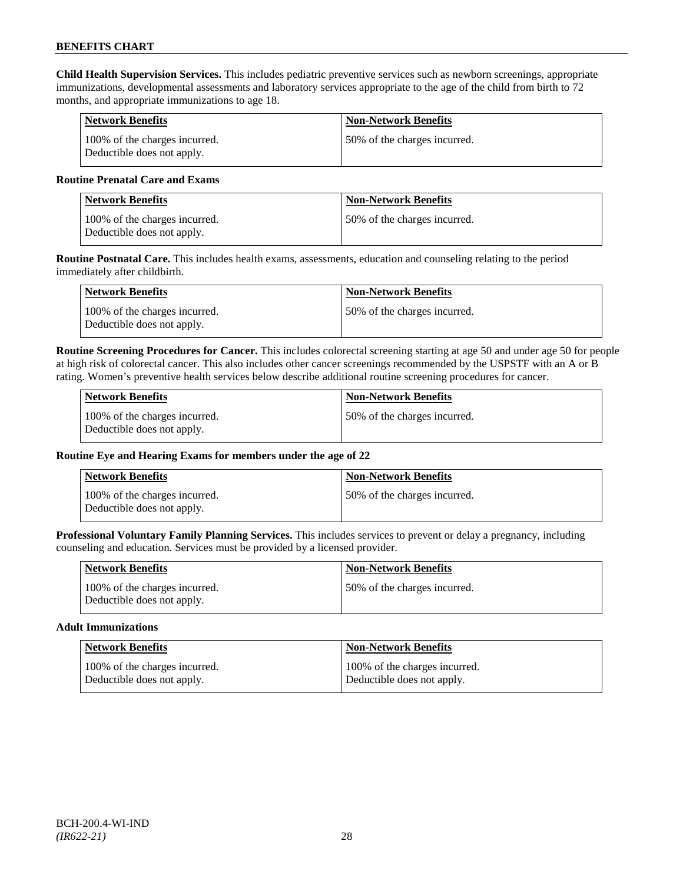**Child Health Supervision Services.** This includes pediatric preventive services such as newborn screenings, appropriate immunizations, developmental assessments and laboratory services appropriate to the age of the child from birth to 72 months, and appropriate immunizations to age 18.

| Network Benefits | Non-Network Benefits |
|---|---|
| 100% of the charges incurred. Deductible does not apply. | 50% of the charges incurred. |

**Routine Prenatal Care and Exams**

| Network Benefits | Non-Network Benefits |
|---|---|
| 100% of the charges incurred. Deductible does not apply. | 50% of the charges incurred. |

**Routine Postnatal Care.** This includes health exams, assessments, education and counseling relating to the period immediately after childbirth.

| Network Benefits | Non-Network Benefits |
|---|---|
| 100% of the charges incurred. Deductible does not apply. | 50% of the charges incurred. |

**Routine Screening Procedures for Cancer.** This includes colorectal screening starting at age 50 and under age 50 for people at high risk of colorectal cancer. This also includes other cancer screenings recommended by the USPSTF with an A or B rating. Women's preventive health services below describe additional routine screening procedures for cancer.

| Network Benefits | Non-Network Benefits |
|---|---|
| 100% of the charges incurred. Deductible does not apply. | 50% of the charges incurred. |

**Routine Eye and Hearing Exams for members under the age of 22**

| Network Benefits | Non-Network Benefits |
|---|---|
| 100% of the charges incurred. Deductible does not apply. | 50% of the charges incurred. |

**Professional Voluntary Family Planning Services.** This includes services to prevent or delay a pregnancy, including counseling and education. Services must be provided by a licensed provider.

| Network Benefits | Non-Network Benefits |
|---|---|
| 100% of the charges incurred. Deductible does not apply. | 50% of the charges incurred. |

**Adult Immunizations**

| Network Benefits | Non-Network Benefits |
|---|---|
| 100% of the charges incurred. Deductible does not apply. | 100% of the charges incurred. Deductible does not apply. |

BCH-200.4-WI-IND
*(IR622-21)*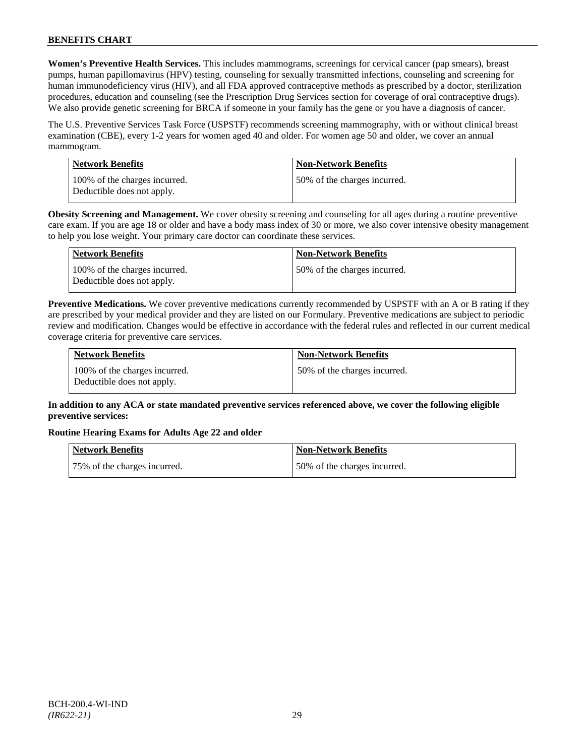**Women's Preventive Health Services.** This includes mammograms, screenings for cervical cancer (pap smears), breast pumps, human papillomavirus (HPV) testing, counseling for sexually transmitted infections, counseling and screening for human immunodeficiency virus (HIV), and all FDA approved contraceptive methods as prescribed by a doctor, sterilization procedures, education and counseling (see the Prescription Drug Services section for coverage of oral contraceptive drugs). We also provide genetic screening for BRCA if someone in your family has the gene or you have a diagnosis of cancer.

The U.S. Preventive Services Task Force (USPSTF) recommends screening mammography, with or without clinical breast examination (CBE), every 1-2 years for women aged 40 and older. For women age 50 and older, we cover an annual mammogram.

| Network Benefits | Non-Network Benefits |
|---|---|
| 100% of the charges incurred. Deductible does not apply. | 50% of the charges incurred. |

**Obesity Screening and Management.** We cover obesity screening and counseling for all ages during a routine preventive care exam. If you are age 18 or older and have a body mass index of 30 or more, we also cover intensive obesity management to help you lose weight. Your primary care doctor can coordinate these services.

| Network Benefits | Non-Network Benefits |
|---|---|
| 100% of the charges incurred. Deductible does not apply. | 50% of the charges incurred. |

**Preventive Medications.** We cover preventive medications currently recommended by USPSTF with an A or B rating if they are prescribed by your medical provider and they are listed on our Formulary. Preventive medications are subject to periodic review and modification. Changes would be effective in accordance with the federal rules and reflected in our current medical coverage criteria for preventive care services.

| Network Benefits | Non-Network Benefits |
|---|---|
| 100% of the charges incurred. Deductible does not apply. | 50% of the charges incurred. |

**In addition to any ACA or state mandated preventive services referenced above, we cover the following eligible preventive services:**

**Routine Hearing Exams for Adults Age 22 and older**

| Network Benefits | Non-Network Benefits |
|---|---|
| 75% of the charges incurred. | 50% of the charges incurred. |

BCH-200.4-WI-IND
*(IR622-21)*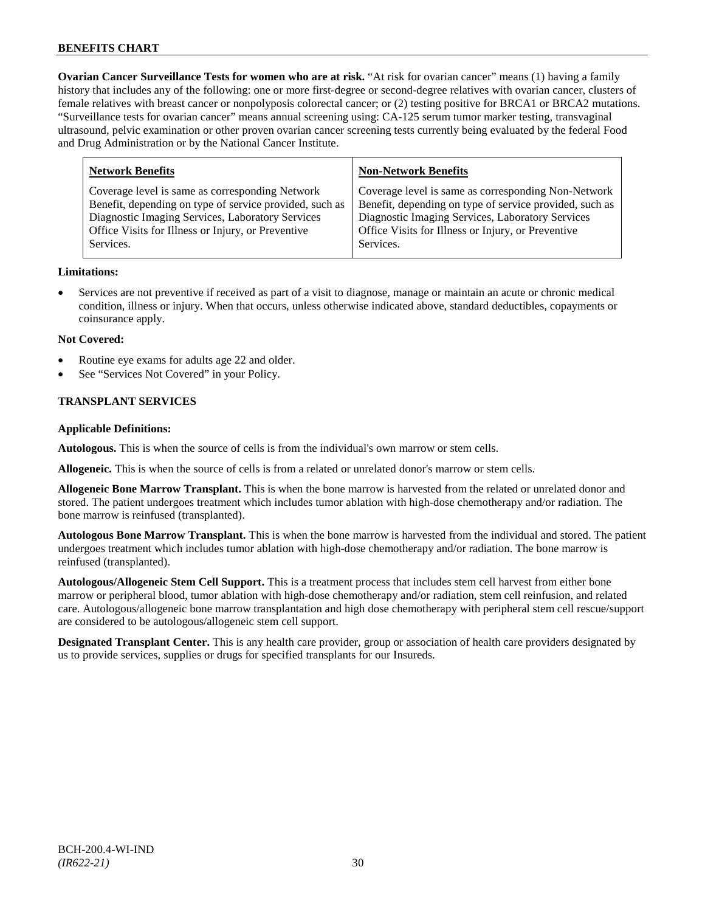**Ovarian Cancer Surveillance Tests for women who are at risk.** "At risk for ovarian cancer" means (1) having a family history that includes any of the following: one or more first-degree or second-degree relatives with ovarian cancer, clusters of female relatives with breast cancer or nonpolyposis colorectal cancer; or (2) testing positive for BRCA1 or BRCA2 mutations. "Surveillance tests for ovarian cancer" means annual screening using: CA-125 serum tumor marker testing, transvaginal ultrasound, pelvic examination or other proven ovarian cancer screening tests currently being evaluated by the federal Food and Drug Administration or by the National Cancer Institute.

| Network Benefits | Non-Network Benefits |
|---|---|
| Coverage level is same as corresponding Network Benefit, depending on type of service provided, such as Diagnostic Imaging Services, Laboratory Services Office Visits for Illness or Injury, or Preventive Services. | Coverage level is same as corresponding Non-Network Benefit, depending on type of service provided, such as Diagnostic Imaging Services, Laboratory Services Office Visits for Illness or Injury, or Preventive Services. |

**Limitations:**

- Services are not preventive if received as part of a visit to diagnose, manage or maintain an acute or chronic medical condition, illness or injury. When that occurs, unless otherwise indicated above, standard deductibles, copayments or coinsurance apply.

**Not Covered:**

- Routine eye exams for adults age 22 and older.
- See "Services Not Covered" in your Policy.

## TRANSPLANT SERVICES

**Applicable Definitions:**

**Autologous.** This is when the source of cells is from the individual's own marrow or stem cells.

**Allogeneic.** This is when the source of cells is from a related or unrelated donor's marrow or stem cells.

**Allogeneic Bone Marrow Transplant.** This is when the bone marrow is harvested from the related or unrelated donor and stored. The patient undergoes treatment which includes tumor ablation with high-dose chemotherapy and/or radiation. The bone marrow is reinfused (transplanted).

**Autologous Bone Marrow Transplant.** This is when the bone marrow is harvested from the individual and stored. The patient undergoes treatment which includes tumor ablation with high-dose chemotherapy and/or radiation. The bone marrow is reinfused (transplanted).

**Autologous/Allogeneic Stem Cell Support.** This is a treatment process that includes stem cell harvest from either bone marrow or peripheral blood, tumor ablation with high-dose chemotherapy and/or radiation, stem cell reinfusion, and related care. Autologous/allogeneic bone marrow transplantation and high dose chemotherapy with peripheral stem cell rescue/support are considered to be autologous/allogeneic stem cell support.

**Designated Transplant Center.** This is any health care provider, group or association of health care providers designated by us to provide services, supplies or drugs for specified transplants for our Insureds.

BCH-200.4-WI-IND
*(IR622-21)*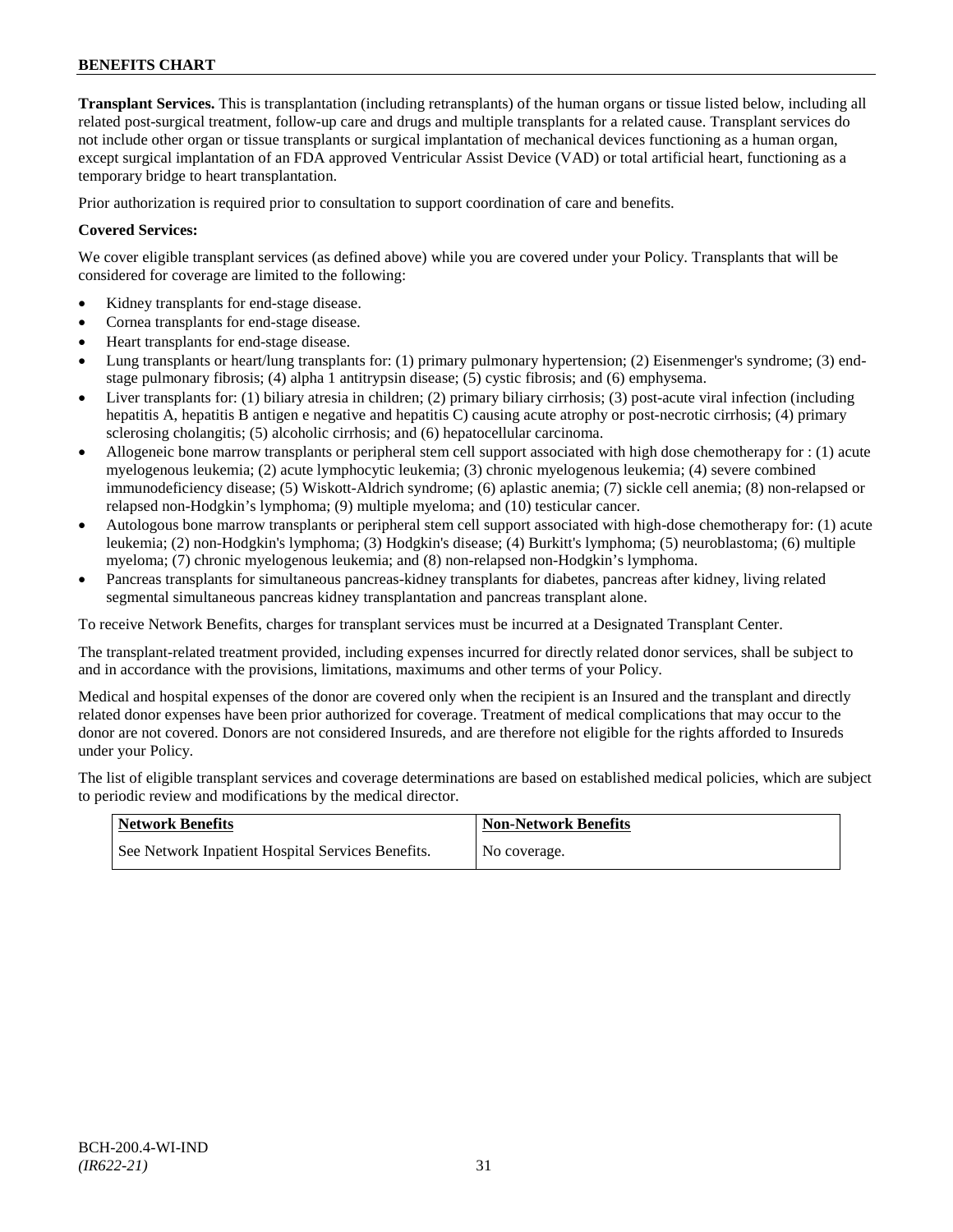**Transplant Services.** This is transplantation (including retransplants) of the human organs or tissue listed below, including all related post-surgical treatment, follow-up care and drugs and multiple transplants for a related cause. Transplant services do not include other organ or tissue transplants or surgical implantation of mechanical devices functioning as a human organ, except surgical implantation of an FDA approved Ventricular Assist Device (VAD) or total artificial heart, functioning as a temporary bridge to heart transplantation.

Prior authorization is required prior to consultation to support coordination of care and benefits.

**Covered Services:**

We cover eligible transplant services (as defined above) while you are covered under your Policy. Transplants that will be considered for coverage are limited to the following:

- Kidney transplants for end-stage disease.
- Cornea transplants for end-stage disease.
- Heart transplants for end-stage disease.
- Lung transplants or heart/lung transplants for: (1) primary pulmonary hypertension; (2) Eisenmenger's syndrome; (3) end-stage pulmonary fibrosis; (4) alpha 1 antitrypsin disease; (5) cystic fibrosis; and (6) emphysema.
- Liver transplants for: (1) biliary atresia in children; (2) primary biliary cirrhosis; (3) post-acute viral infection (including hepatitis A, hepatitis B antigen e negative and hepatitis C) causing acute atrophy or post-necrotic cirrhosis; (4) primary sclerosing cholangitis; (5) alcoholic cirrhosis; and (6) hepatocellular carcinoma.
- Allogeneic bone marrow transplants or peripheral stem cell support associated with high dose chemotherapy for : (1) acute myelogenous leukemia; (2) acute lymphocytic leukemia; (3) chronic myelogenous leukemia; (4) severe combined immunodeficiency disease; (5) Wiskott-Aldrich syndrome; (6) aplastic anemia; (7) sickle cell anemia; (8) non-relapsed or relapsed non-Hodgkin's lymphoma; (9) multiple myeloma; and (10) testicular cancer.
- Autologous bone marrow transplants or peripheral stem cell support associated with high-dose chemotherapy for: (1) acute leukemia; (2) non-Hodgkin's lymphoma; (3) Hodgkin's disease; (4) Burkitt's lymphoma; (5) neuroblastoma; (6) multiple myeloma; (7) chronic myelogenous leukemia; and (8) non-relapsed non-Hodgkin's lymphoma.
- Pancreas transplants for simultaneous pancreas-kidney transplants for diabetes, pancreas after kidney, living related segmental simultaneous pancreas kidney transplantation and pancreas transplant alone.

To receive Network Benefits, charges for transplant services must be incurred at a Designated Transplant Center.

The transplant-related treatment provided, including expenses incurred for directly related donor services, shall be subject to and in accordance with the provisions, limitations, maximums and other terms of your Policy.

Medical and hospital expenses of the donor are covered only when the recipient is an Insured and the transplant and directly related donor expenses have been prior authorized for coverage. Treatment of medical complications that may occur to the donor are not covered. Donors are not considered Insureds, and are therefore not eligible for the rights afforded to Insureds under your Policy.

The list of eligible transplant services and coverage determinations are based on established medical policies, which are subject to periodic review and modifications by the medical director.

| Network Benefits | Non-Network Benefits |
|---|---|
| See Network Inpatient Hospital Services Benefits. | No coverage. |

BCH-200.4-WI-IND
*(IR622-21)*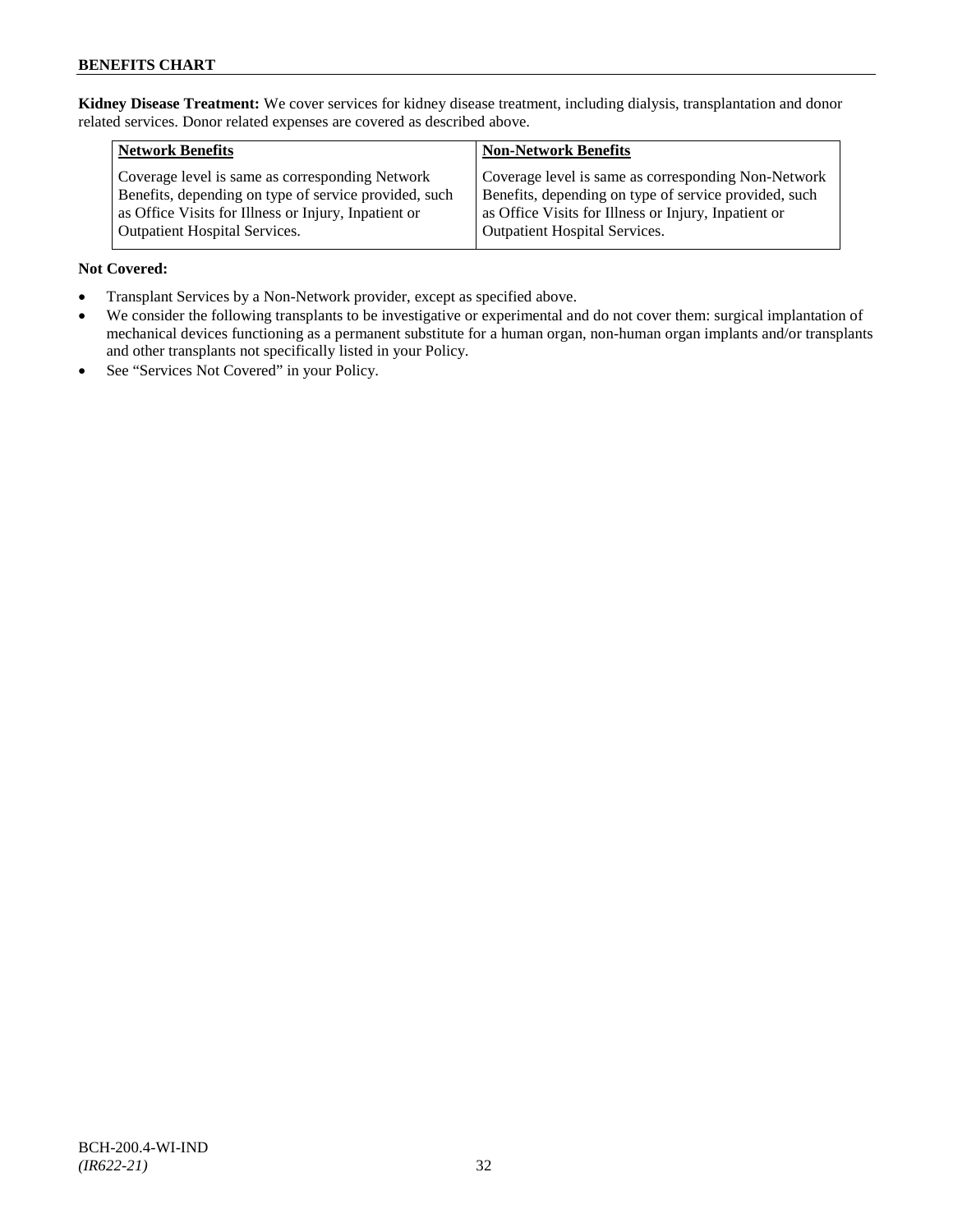**Kidney Disease Treatment:** We cover services for kidney disease treatment, including dialysis, transplantation and donor related services. Donor related expenses are covered as described above.

| Network Benefits | Non-Network Benefits |
| --- | --- |
| Coverage level is same as corresponding Network Benefits, depending on type of service provided, such as Office Visits for Illness or Injury, Inpatient or Outpatient Hospital Services. | Coverage level is same as corresponding Non-Network Benefits, depending on type of service provided, such as Office Visits for Illness or Injury, Inpatient or Outpatient Hospital Services. |

**Not Covered:**

- Transplant Services by a Non-Network provider, except as specified above.
- We consider the following transplants to be investigative or experimental and do not cover them: surgical implantation of mechanical devices functioning as a permanent substitute for a human organ, non-human organ implants and/or transplants and other transplants not specifically listed in your Policy.
- See "Services Not Covered" in your Policy.

BCH-200.4-WI-IND
*(IR622-21)*